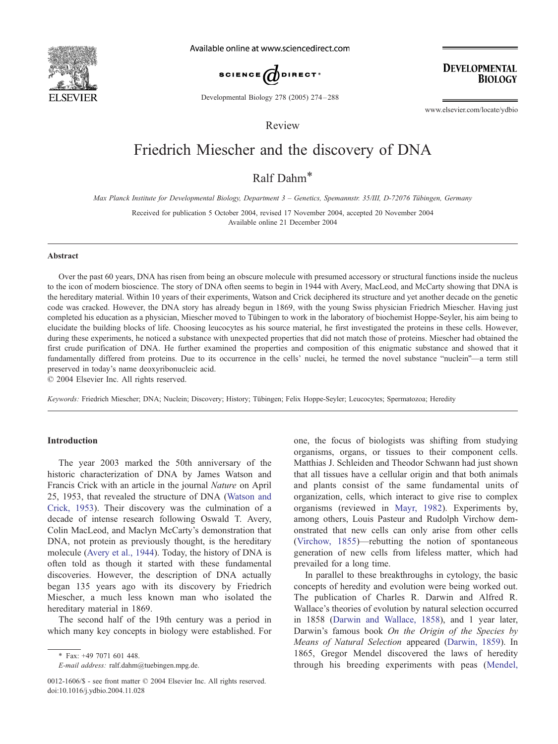Review

# Friedrich Miescher and the discovery of DNA

Ralf Dahm*

*Max Planck Institute for Developmental Biology, Department 3 – Genetics, Spemannstr. 35/III, D-72076 Tübingen, Germany*

Received for publication 5 October 2004, revised 17 November 2004, accepted 20 November 2004
Available online 21 December 2004

## Abstract

Over the past 60 years, DNA has risen from being an obscure molecule with presumed accessory or structural functions inside the nucleus to the icon of modern bioscience. The story of DNA often seems to begin in 1944 with Avery, MacLeod, and McCarty showing that DNA is the hereditary material. Within 10 years of their experiments, Watson and Crick deciphered its structure and yet another decade on the genetic code was cracked. However, the DNA story has already begun in 1869, with the young Swiss physician Friedrich Miescher. Having just completed his education as a physician, Miescher moved to Tübingen to work in the laboratory of biochemist Hoppe-Seyler, his aim being to elucidate the building blocks of life. Choosing leucocytes as his source material, he first investigated the proteins in these cells. However, during these experiments, he noticed a substance with unexpected properties that did not match those of proteins. Miescher had obtained the first crude purification of DNA. He further examined the properties and composition of this enigmatic substance and showed that it fundamentally differed from proteins. Due to its occurrence in the cells' nuclei, he termed the novel substance "nuclein"—a term still preserved in today's name deoxyribonucleic acid.

© 2004 Elsevier Inc. All rights reserved.

*Keywords:* Friedrich Miescher; DNA; Nuclein; Discovery; History; Tübingen; Felix Hoppe-Seyler; Leucocytes; Spermatozoa; Heredity

## Introduction

The year 2003 marked the 50th anniversary of the historic characterization of DNA by James Watson and Francis Crick with an article in the journal *Nature* on April 25, 1953, that revealed the structure of DNA (Watson and Crick, 1953). Their discovery was the culmination of a decade of intense research following Oswald T. Avery, Colin MacLeod, and Maclyn McCarty's demonstration that DNA, not protein as previously thought, is the hereditary molecule (Avery et al., 1944). Today, the history of DNA is often told as though it started with these fundamental discoveries. However, the description of DNA actually began 135 years ago with its discovery by Friedrich Miescher, a much less known man who isolated the hereditary material in 1869.

The second half of the 19th century was a period in which many key concepts in biology were established. For one, the focus of biologists was shifting from studying organisms, organs, or tissues to their component cells. Matthias J. Schleiden and Theodor Schwann had just shown that all tissues have a cellular origin and that both animals and plants consist of the same fundamental units of organization, cells, which interact to give rise to complex organisms (reviewed in Mayr, 1982). Experiments by, among others, Louis Pasteur and Rudolph Virchow demonstrated that new cells can only arise from other cells (Virchow, 1855)—rebutting the notion of spontaneous generation of new cells from lifeless matter, which had prevailed for a long time.

In parallel to these breakthroughs in cytology, the basic concepts of heredity and evolution were being worked out. The publication of Charles R. Darwin and Alfred R. Wallace's theories of evolution by natural selection occurred in 1858 (Darwin and Wallace, 1858), and 1 year later, Darwin's famous book *On the Origin of the Species by Means of Natural Selection* appeared (Darwin, 1859). In 1865, Gregor Mendel discovered the laws of heredity through his breeding experiments with peas (Mendel,

* Fax: +49 7071 601 448.
*E-mail address:* ralf.dahm@tuebingen.mpg.de.

0012-1606/$ - see front matter © 2004 Elsevier Inc. All rights reserved.
doi:10.1016/j.ydbio.2004.11.028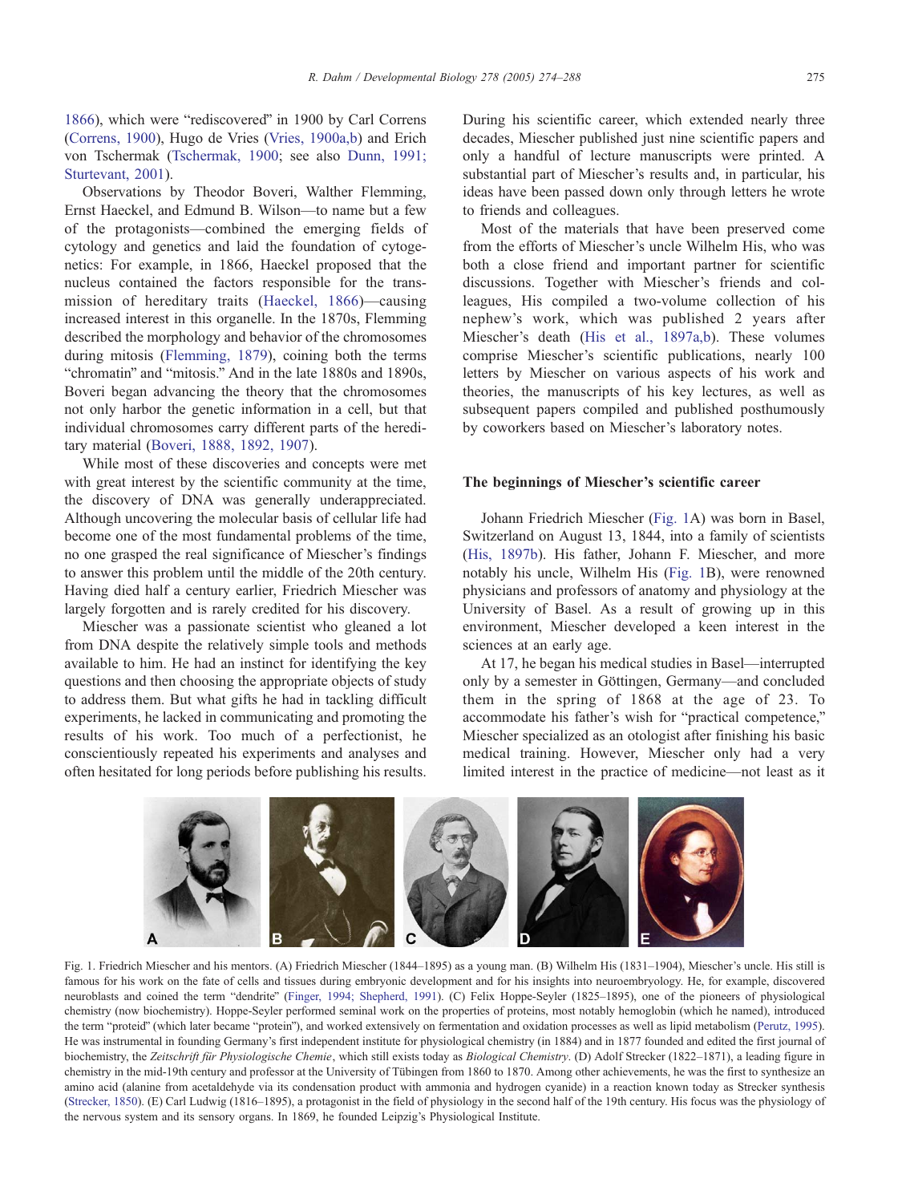1866), which were "rediscovered" in 1900 by Carl Correns (Correns, 1900), Hugo de Vries (Vries, 1900a,b) and Erich von Tschermak (Tschermak, 1900; see also Dunn, 1991; Sturtevant, 2001).

Observations by Theodor Boveri, Walther Flemming, Ernst Haeckel, and Edmund B. Wilson—to name but a few of the protagonists—combined the emerging fields of cytology and genetics and laid the foundation of cytogenetics: For example, in 1866, Haeckel proposed that the nucleus contained the factors responsible for the transmission of hereditary traits (Haeckel, 1866)—causing increased interest in this organelle. In the 1870s, Flemming described the morphology and behavior of the chromosomes during mitosis (Flemming, 1879), coining both the terms "chromatin" and "mitosis." And in the late 1880s and 1890s, Boveri began advancing the theory that the chromosomes not only harbor the genetic information in a cell, but that individual chromosomes carry different parts of the hereditary material (Boveri, 1888, 1892, 1907).

While most of these discoveries and concepts were met with great interest by the scientific community at the time, the discovery of DNA was generally underappreciated. Although uncovering the molecular basis of cellular life had become one of the most fundamental problems of the time, no one grasped the real significance of Miescher's findings to answer this problem until the middle of the 20th century. Having died half a century earlier, Friedrich Miescher was largely forgotten and is rarely credited for his discovery.

Miescher was a passionate scientist who gleaned a lot from DNA despite the relatively simple tools and methods available to him. He had an instinct for identifying the key questions and then choosing the appropriate objects of study to address them. But what gifts he had in tackling difficult experiments, he lacked in communicating and promoting the results of his work. Too much of a perfectionist, he conscientiously repeated his experiments and analyses and often hesitated for long periods before publishing his results. During his scientific career, which extended nearly three decades, Miescher published just nine scientific papers and only a handful of lecture manuscripts were printed. A substantial part of Miescher's results and, in particular, his ideas have been passed down only through letters he wrote to friends and colleagues.

Most of the materials that have been preserved come from the efforts of Miescher's uncle Wilhelm His, who was both a close friend and important partner for scientific discussions. Together with Miescher's friends and colleagues, His compiled a two-volume collection of his nephew's work, which was published 2 years after Miescher's death (His et al., 1897a,b). These volumes comprise Miescher's scientific publications, nearly 100 letters by Miescher on various aspects of his work and theories, the manuscripts of his key lectures, as well as subsequent papers compiled and published posthumously by coworkers based on Miescher's laboratory notes.

## The beginnings of Miescher's scientific career

Johann Friedrich Miescher (Fig. 1A) was born in Basel, Switzerland on August 13, 1844, into a family of scientists (His, 1897b). His father, Johann F. Miescher, and more notably his uncle, Wilhelm His (Fig. 1B), were renowned physicians and professors of anatomy and physiology at the University of Basel. As a result of growing up in this environment, Miescher developed a keen interest in the sciences at an early age.

At 17, he began his medical studies in Basel—interrupted only by a semester in Göttingen, Germany—and concluded them in the spring of 1868 at the age of 23. To accommodate his father's wish for "practical competence," Miescher specialized as an otologist after finishing his basic medical training. However, Miescher only had a very limited interest in the practice of medicine—not least as it

A B C D E

Fig. 1. Friedrich Miescher and his mentors. (A) Friedrich Miescher (1844–1895) as a young man. (B) Wilhelm His (1831–1904), Miescher's uncle. His still is famous for his work on the fate of cells and tissues during embryonic development and for his insights into neuroembryology. He, for example, discovered neuroblasts and coined the term "dendrite" (Finger, 1994; Shepherd, 1991). (C) Felix Hoppe-Seyler (1825–1895), one of the pioneers of physiological chemistry (now biochemistry). Hoppe-Seyler performed seminal work on the properties of proteins, most notably hemoglobin (which he named), introduced the term "proteid" (which later became "protein"), and worked extensively on fermentation and oxidation processes as well as lipid metabolism (Perutz, 1995). He was instrumental in founding Germany's first independent institute for physiological chemistry (in 1884) and in 1877 founded and edited the first journal of biochemistry, the *Zeitschrift für Physiologische Chemie*, which still exists today as *Biological Chemistry*. (D) Adolf Strecker (1822–1871), a leading figure in chemistry in the mid-19th century and professor at the University of Tübingen from 1860 to 1870. Among other achievements, he was the first to synthesize an amino acid (alanine from acetaldehyde via its condensation product with ammonia and hydrogen cyanide) in a reaction known today as Strecker synthesis (Strecker, 1850). (E) Carl Ludwig (1816–1895), a protagonist in the field of physiology in the second half of the 19th century. His focus was the physiology of the nervous system and its sensory organs. In 1869, he founded Leipzig's Physiological Institute.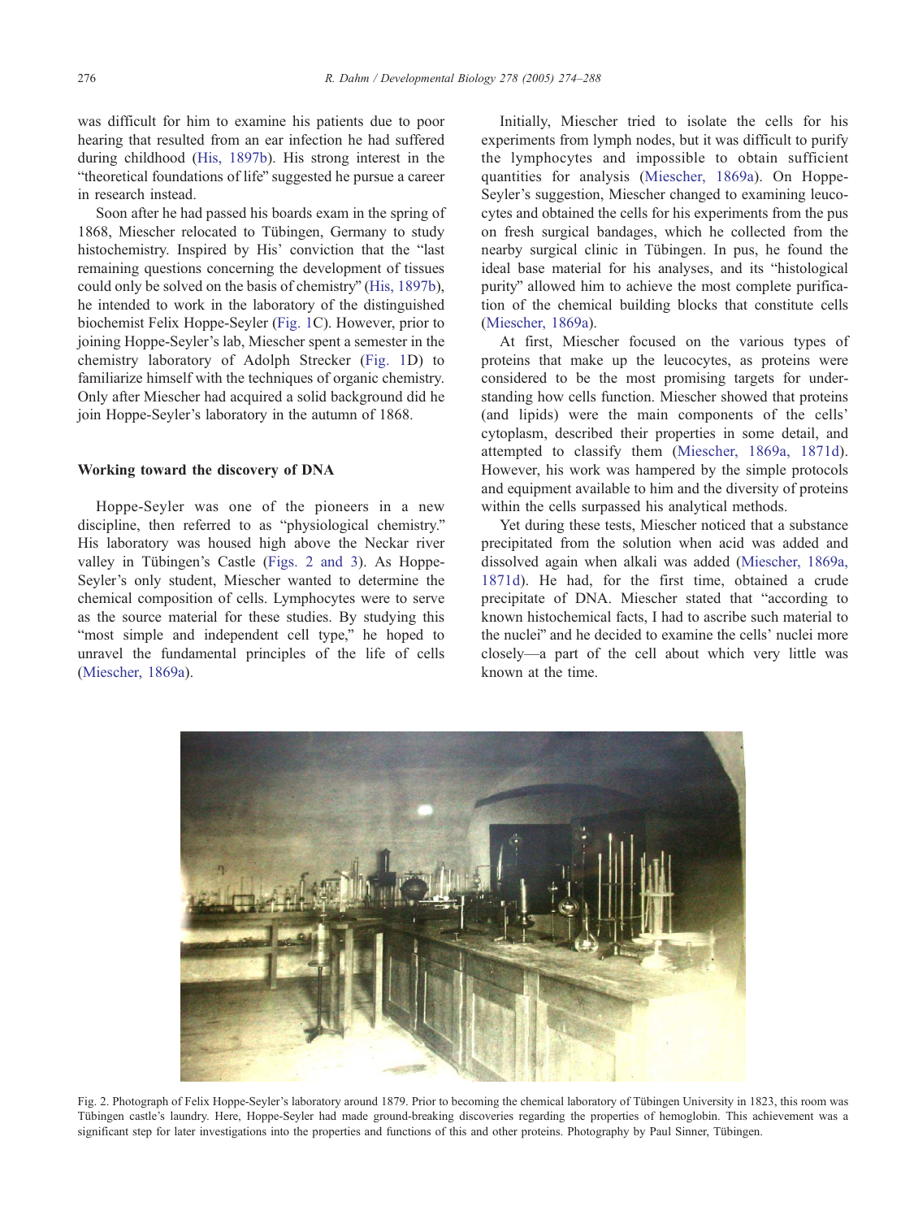was difficult for him to examine his patients due to poor hearing that resulted from an ear infection he had suffered during childhood (His, 1897b). His strong interest in the "theoretical foundations of life" suggested he pursue a career in research instead.

Soon after he had passed his boards exam in the spring of 1868, Miescher relocated to Tübingen, Germany to study histochemistry. Inspired by His' conviction that the "last remaining questions concerning the development of tissues could only be solved on the basis of chemistry" (His, 1897b), he intended to work in the laboratory of the distinguished biochemist Felix Hoppe-Seyler (Fig. 1C). However, prior to joining Hoppe-Seyler's lab, Miescher spent a semester in the chemistry laboratory of Adolph Strecker (Fig. 1D) to familiarize himself with the techniques of organic chemistry. Only after Miescher had acquired a solid background did he join Hoppe-Seyler's laboratory in the autumn of 1868.

## Working toward the discovery of DNA

Hoppe-Seyler was one of the pioneers in a new discipline, then referred to as "physiological chemistry." His laboratory was housed high above the Neckar river valley in Tübingen's Castle (Figs. 2 and 3). As Hoppe-Seyler's only student, Miescher wanted to determine the chemical composition of cells. Lymphocytes were to serve as the source material for these studies. By studying this "most simple and independent cell type," he hoped to unravel the fundamental principles of the life of cells (Miescher, 1869a).

Initially, Miescher tried to isolate the cells for his experiments from lymph nodes, but it was difficult to purify the lymphocytes and impossible to obtain sufficient quantities for analysis (Miescher, 1869a). On Hoppe-Seyler's suggestion, Miescher changed to examining leucocytes and obtained the cells for his experiments from the pus on fresh surgical bandages, which he collected from the nearby surgical clinic in Tübingen. In pus, he found the ideal base material for his analyses, and its "histological purity" allowed him to achieve the most complete purification of the chemical building blocks that constitute cells (Miescher, 1869a).

At first, Miescher focused on the various types of proteins that make up the leucocytes, as proteins were considered to be the most promising targets for understanding how cells function. Miescher showed that proteins (and lipids) were the main components of the cells' cytoplasm, described their properties in some detail, and attempted to classify them (Miescher, 1869a, 1871d). However, his work was hampered by the simple protocols and equipment available to him and the diversity of proteins within the cells surpassed his analytical methods.

Yet during these tests, Miescher noticed that a substance precipitated from the solution when acid was added and dissolved again when alkali was added (Miescher, 1869a, 1871d). He had, for the first time, obtained a crude precipitate of DNA. Miescher stated that "according to known histochemical facts, I had to ascribe such material to the nuclei" and he decided to examine the cells' nuclei more closely—a part of the cell about which very little was known at the time.

Fig. 2. Photograph of Felix Hoppe-Seyler's laboratory around 1879. Prior to becoming the chemical laboratory of Tübingen University in 1823, this room was Tübingen castle's laundry. Here, Hoppe-Seyler had made ground-breaking discoveries regarding the properties of hemoglobin. This achievement was a significant step for later investigations into the properties and functions of this and other proteins. Photography by Paul Sinner, Tübingen.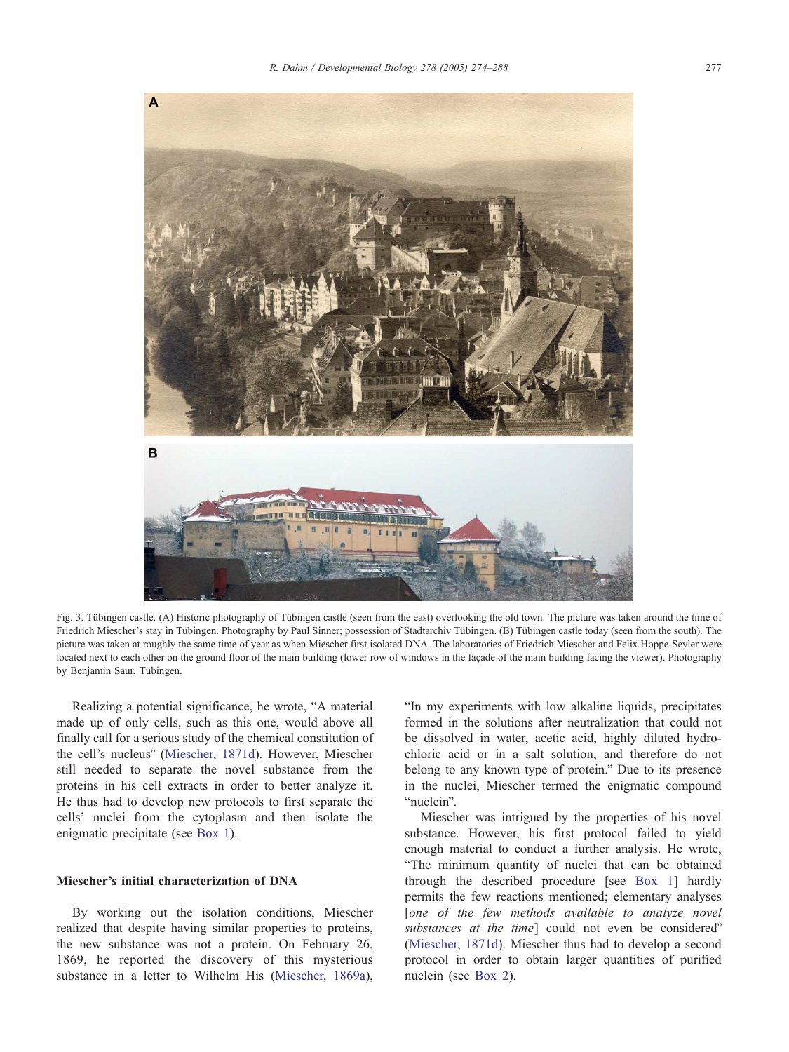Fig. 3. Tübingen castle. (A) Historic photography of Tübingen castle (seen from the east) overlooking the old town. The picture was taken around the time of Friedrich Miescher's stay in Tübingen. Photography by Paul Sinner; possession of Stadtarchiv Tübingen. (B) Tübingen castle today (seen from the south). The picture was taken at roughly the same time of year as when Miescher first isolated DNA. The laboratories of Friedrich Miescher and Felix Hoppe-Seyler were located next to each other on the ground floor of the main building (lower row of windows in the façade of the main building facing the viewer). Photography by Benjamin Saur, Tübingen.

Realizing a potential significance, he wrote, "A material made up of only cells, such as this one, would above all finally call for a serious study of the chemical constitution of the cell's nucleus" (Miescher, 1871d). However, Miescher still needed to separate the novel substance from the proteins in his cell extracts in order to better analyze it. He thus had to develop new protocols to first separate the cells' nuclei from the cytoplasm and then isolate the enigmatic precipitate (see Box 1).

## Miescher's initial characterization of DNA

By working out the isolation conditions, Miescher realized that despite having similar properties to proteins, the new substance was not a protein. On February 26, 1869, he reported the discovery of this mysterious substance in a letter to Wilhelm His (Miescher, 1869a), "In my experiments with low alkaline liquids, precipitates formed in the solutions after neutralization that could not be dissolved in water, acetic acid, highly diluted hydrochloric acid or in a salt solution, and therefore do not belong to any known type of protein." Due to its presence in the nuclei, Miescher termed the enigmatic compound "nuclein".

Miescher was intrigued by the properties of his novel substance. However, his first protocol failed to yield enough material to conduct a further analysis. He wrote, "The minimum quantity of nuclei that can be obtained through the described procedure [see Box 1] hardly permits the few reactions mentioned; elementary analyses [*one of the few methods available to analyze novel substances at the time*] could not even be considered" (Miescher, 1871d). Miescher thus had to develop a second protocol in order to obtain larger quantities of purified nuclein (see Box 2).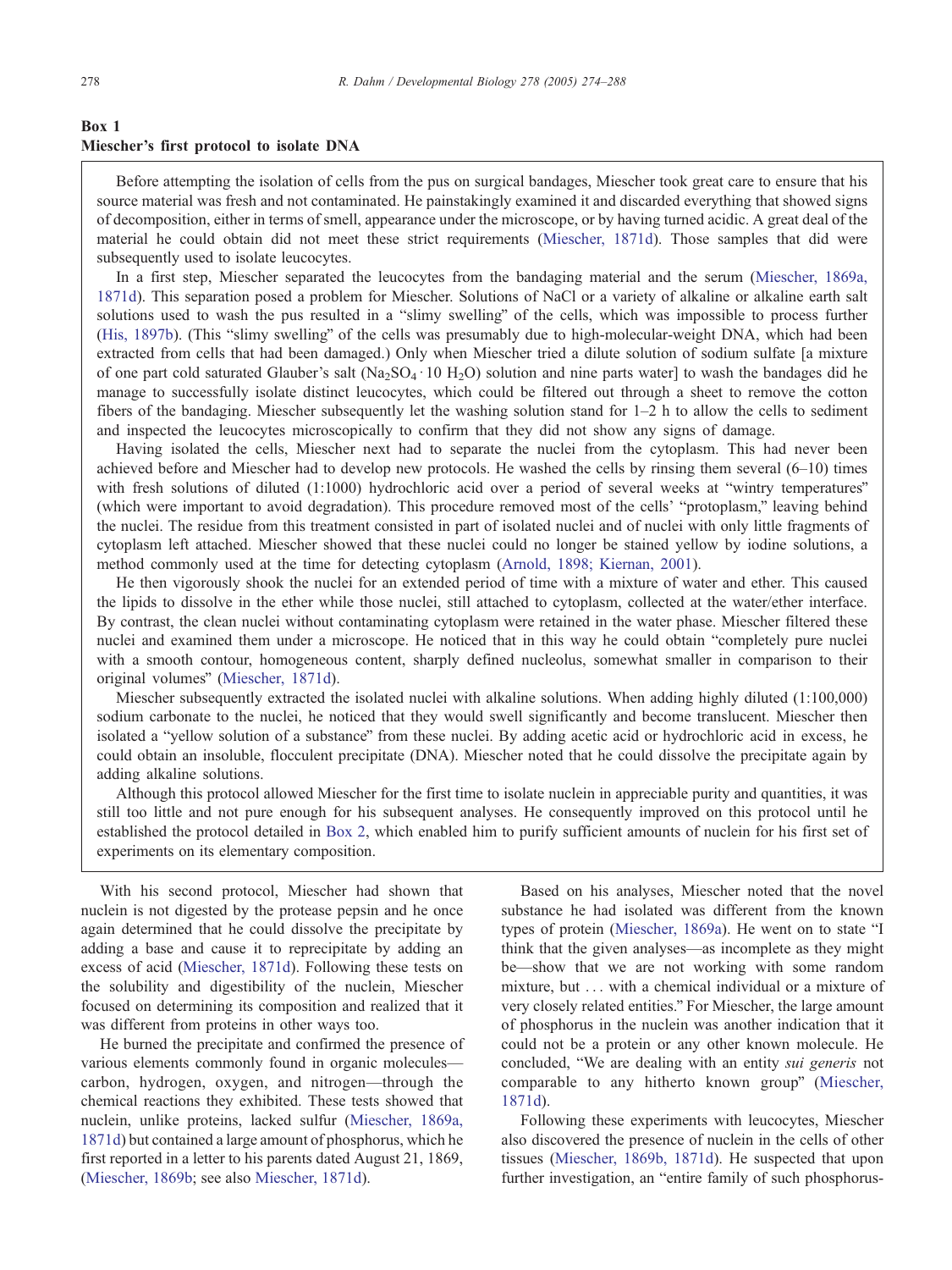## Box 1

### Miescher's first protocol to isolate DNA

Before attempting the isolation of cells from the pus on surgical bandages, Miescher took great care to ensure that his source material was fresh and not contaminated. He painstakingly examined it and discarded everything that showed signs of decomposition, either in terms of smell, appearance under the microscope, or by having turned acidic. A great deal of the material he could obtain did not meet these strict requirements (Miescher, 1871d). Those samples that did were subsequently used to isolate leucocytes.

In a first step, Miescher separated the leucocytes from the bandaging material and the serum (Miescher, 1869a, 1871d). This separation posed a problem for Miescher. Solutions of NaCl or a variety of alkaline or alkaline earth salt solutions used to wash the pus resulted in a "slimy swelling" of the cells, which was impossible to process further (His, 1897b). (This "slimy swelling" of the cells was presumably due to high-molecular-weight DNA, which had been extracted from cells that had been damaged.) Only when Miescher tried a dilute solution of sodium sulfate [a mixture of one part cold saturated Glauber's salt ($Na_2SO_4 \cdot 10\ H_2O$) solution and nine parts water] to wash the bandages did he manage to successfully isolate distinct leucocytes, which could be filtered out through a sheet to remove the cotton fibers of the bandaging. Miescher subsequently let the washing solution stand for 1–2 h to allow the cells to sediment and inspected the leucocytes microscopically to confirm that they did not show any signs of damage.

Having isolated the cells, Miescher next had to separate the nuclei from the cytoplasm. This had never been achieved before and Miescher had to develop new protocols. He washed the cells by rinsing them several (6–10) times with fresh solutions of diluted (1:1000) hydrochloric acid over a period of several weeks at "wintry temperatures" (which were important to avoid degradation). This procedure removed most of the cells' "protoplasm," leaving behind the nuclei. The residue from this treatment consisted in part of isolated nuclei and of nuclei with only little fragments of cytoplasm left attached. Miescher showed that these nuclei could no longer be stained yellow by iodine solutions, a method commonly used at the time for detecting cytoplasm (Arnold, 1898; Kiernan, 2001).

He then vigorously shook the nuclei for an extended period of time with a mixture of water and ether. This caused the lipids to dissolve in the ether while those nuclei, still attached to cytoplasm, collected at the water/ether interface. By contrast, the clean nuclei without contaminating cytoplasm were retained in the water phase. Miescher filtered these nuclei and examined them under a microscope. He noticed that in this way he could obtain "completely pure nuclei with a smooth contour, homogeneous content, sharply defined nucleolus, somewhat smaller in comparison to their original volumes" (Miescher, 1871d).

Miescher subsequently extracted the isolated nuclei with alkaline solutions. When adding highly diluted (1:100,000) sodium carbonate to the nuclei, he noticed that they would swell significantly and become translucent. Miescher then isolated a "yellow solution of a substance" from these nuclei. By adding acetic acid or hydrochloric acid in excess, he could obtain an insoluble, flocculent precipitate (DNA). Miescher noted that he could dissolve the precipitate again by adding alkaline solutions.

Although this protocol allowed Miescher for the first time to isolate nuclein in appreciable purity and quantities, it was still too little and not pure enough for his subsequent analyses. He consequently improved on this protocol until he established the protocol detailed in Box 2, which enabled him to purify sufficient amounts of nuclein for his first set of experiments on its elementary composition.

---

With his second protocol, Miescher had shown that nuclein is not digested by the protease pepsin and he once again determined that he could dissolve the precipitate by adding a base and cause it to reprecipitate by adding an excess of acid (Miescher, 1871d). Following these tests on the solubility and digestibility of the nuclein, Miescher focused on determining its composition and realized that it was different from proteins in other ways too.

He burned the precipitate and confirmed the presence of various elements commonly found in organic molecules—carbon, hydrogen, oxygen, and nitrogen—through the chemical reactions they exhibited. These tests showed that nuclein, unlike proteins, lacked sulfur (Miescher, 1869a, 1871d) but contained a large amount of phosphorus, which he first reported in a letter to his parents dated August 21, 1869, (Miescher, 1869b; see also Miescher, 1871d).

Based on his analyses, Miescher noted that the novel substance he had isolated was different from the known types of protein (Miescher, 1869a). He went on to state "I think that the given analyses—as incomplete as they might be—show that we are not working with some random mixture, but . . . with a chemical individual or a mixture of very closely related entities." For Miescher, the large amount of phosphorus in the nuclein was another indication that it could not be a protein or any other known molecule. He concluded, "We are dealing with an entity *sui generis* not comparable to any hitherto known group" (Miescher, 1871d).

Following these experiments with leucocytes, Miescher also discovered the presence of nuclein in the cells of other tissues (Miescher, 1869b, 1871d). He suspected that upon further investigation, an "entire family of such phosphorus-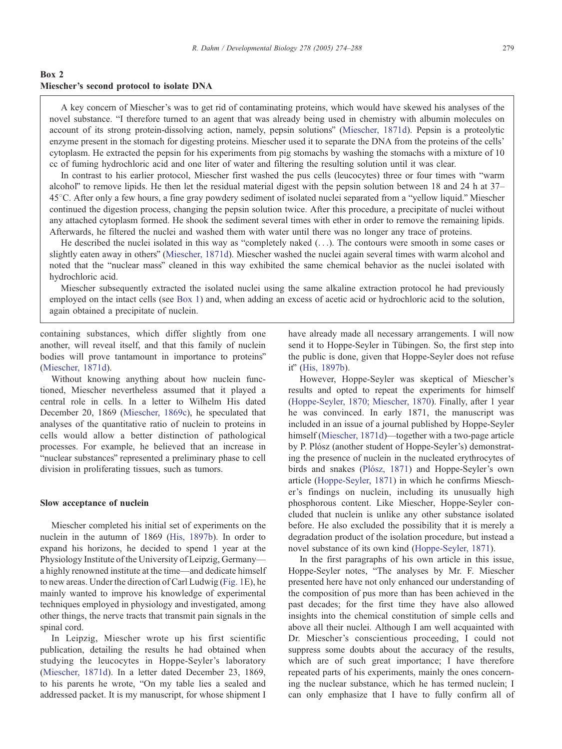## Box 2
### Miescher's second protocol to isolate DNA

A key concern of Miescher's was to get rid of contaminating proteins, which would have skewed his analyses of the novel substance. "I therefore turned to an agent that was already being used in chemistry with albumin molecules on account of its strong protein-dissolving action, namely, pepsin solutions" (Miescher, 1871d). Pepsin is a proteolytic enzyme present in the stomach for digesting proteins. Miescher used it to separate the DNA from the proteins of the cells' cytoplasm. He extracted the pepsin for his experiments from pig stomachs by washing the stomachs with a mixture of 10 cc of fuming hydrochloric acid and one liter of water and filtering the resulting solution until it was clear.

In contrast to his earlier protocol, Miescher first washed the pus cells (leucocytes) three or four times with "warm alcohol" to remove lipids. He then let the residual material digest with the pepsin solution between 18 and 24 h at 37–45°C. After only a few hours, a fine gray powdery sediment of isolated nuclei separated from a "yellow liquid." Miescher continued the digestion process, changing the pepsin solution twice. After this procedure, a precipitate of nuclei without any attached cytoplasm formed. He shook the sediment several times with ether in order to remove the remaining lipids. Afterwards, he filtered the nuclei and washed them with water until there was no longer any trace of proteins.

He described the nuclei isolated in this way as "completely naked (...). The contours were smooth in some cases or slightly eaten away in others" (Miescher, 1871d). Miescher washed the nuclei again several times with warm alcohol and noted that the "nuclear mass" cleaned in this way exhibited the same chemical behavior as the nuclei isolated with hydrochloric acid.

Miescher subsequently extracted the isolated nuclei using the same alkaline extraction protocol he had previously employed on the intact cells (see Box 1) and, when adding an excess of acetic acid or hydrochloric acid to the solution, again obtained a precipitate of nuclein.

---

containing substances, which differ slightly from one another, will reveal itself, and that this family of nuclein bodies will prove tantamount in importance to proteins" (Miescher, 1871d).

Without knowing anything about how nuclein functioned, Miescher nevertheless assumed that it played a central role in cells. In a letter to Wilhelm His dated December 20, 1869 (Miescher, 1869c), he speculated that analyses of the quantitative ratio of nuclein to proteins in cells would allow a better distinction of pathological processes. For example, he believed that an increase in "nuclear substances" represented a preliminary phase to cell division in proliferating tissues, such as tumors.

## Slow acceptance of nuclein

Miescher completed his initial set of experiments on the nuclein in the autumn of 1869 (His, 1897b). In order to expand his horizons, he decided to spend 1 year at the Physiology Institute of the University of Leipzig, Germany—a highly renowned institute at the time—and dedicate himself to new areas. Under the direction of Carl Ludwig (Fig. 1E), he mainly wanted to improve his knowledge of experimental techniques employed in physiology and investigated, among other things, the nerve tracts that transmit pain signals in the spinal cord.

In Leipzig, Miescher wrote up his first scientific publication, detailing the results he had obtained when studying the leucocytes in Hoppe-Seyler's laboratory (Miescher, 1871d). In a letter dated December 23, 1869, to his parents he wrote, "On my table lies a sealed and addressed packet. It is my manuscript, for whose shipment I have already made all necessary arrangements. I will now send it to Hoppe-Seyler in Tübingen. So, the first step into the public is done, given that Hoppe-Seyler does not refuse it" (His, 1897b).

However, Hoppe-Seyler was skeptical of Miescher's results and opted to repeat the experiments for himself (Hoppe-Seyler, 1870; Miescher, 1870). Finally, after 1 year he was convinced. In early 1871, the manuscript was included in an issue of a journal published by Hoppe-Seyler himself (Miescher, 1871d)—together with a two-page article by P. Plósz (another student of Hoppe-Seyler's) demonstrating the presence of nuclein in the nucleated erythrocytes of birds and snakes (Plósz, 1871) and Hoppe-Seyler's own article (Hoppe-Seyler, 1871) in which he confirms Miescher's findings on nuclein, including its unusually high phosphorous content. Like Miescher, Hoppe-Seyler concluded that nuclein is unlike any other substance isolated before. He also excluded the possibility that it is merely a degradation product of the isolation procedure, but instead a novel substance of its own kind (Hoppe-Seyler, 1871).

In the first paragraphs of his own article in this issue, Hoppe-Seyler notes, "The analyses by Mr. F. Miescher presented here have not only enhanced our understanding of the composition of pus more than has been achieved in the past decades; for the first time they have also allowed insights into the chemical constitution of simple cells and above all their nuclei. Although I am well acquainted with Dr. Miescher's conscientious proceeding, I could not suppress some doubts about the accuracy of the results, which are of such great importance; I have therefore repeated parts of his experiments, mainly the ones concerning the nuclear substance, which he has termed nuclein; I can only emphasize that I have to fully confirm all of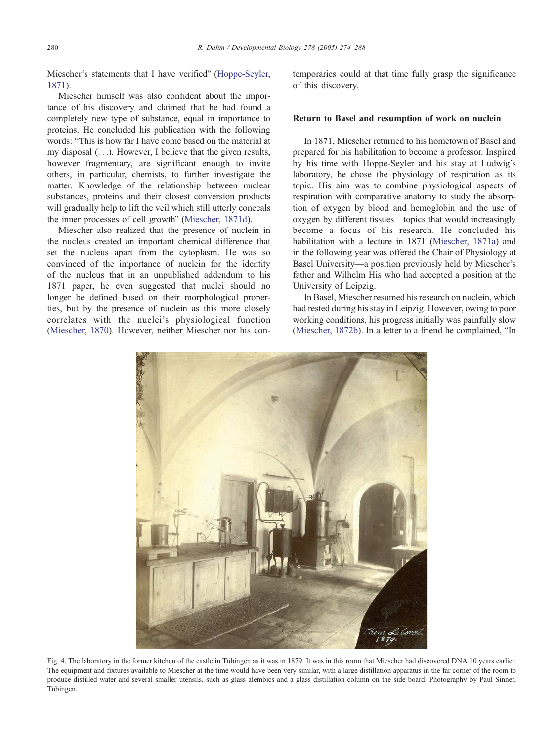Miescher's statements that I have verified" (Hoppe-Seyler, 1871).

Miescher himself was also confident about the importance of his discovery and claimed that he had found a completely new type of substance, equal in importance to proteins. He concluded his publication with the following words: "This is how far I have come based on the material at my disposal (...). However, I believe that the given results, however fragmentary, are significant enough to invite others, in particular, chemists, to further investigate the matter. Knowledge of the relationship between nuclear substances, proteins and their closest conversion products will gradually help to lift the veil which still utterly conceals the inner processes of cell growth" (Miescher, 1871d).

Miescher also realized that the presence of nuclein in the nucleus created an important chemical difference that set the nucleus apart from the cytoplasm. He was so convinced of the importance of nuclein for the identity of the nucleus that in an unpublished addendum to his 1871 paper, he even suggested that nuclei should no longer be defined based on their morphological properties, but by the presence of nuclein as this more closely correlates with the nuclei's physiological function (Miescher, 1870). However, neither Miescher nor his contemporaries could at that time fully grasp the significance of this discovery.

## Return to Basel and resumption of work on nuclein

In 1871, Miescher returned to his hometown of Basel and prepared for his habilitation to become a professor. Inspired by his time with Hoppe-Seyler and his stay at Ludwig's laboratory, he chose the physiology of respiration as its topic. His aim was to combine physiological aspects of respiration with comparative anatomy to study the absorption of oxygen by blood and hemoglobin and the use of oxygen by different tissues—topics that would increasingly become a focus of his research. He concluded his habilitation with a lecture in 1871 (Miescher, 1871a) and in the following year was offered the Chair of Physiology at Basel University—a position previously held by Miescher's father and Wilhelm His who had accepted a position at the University of Leipzig.

In Basel, Miescher resumed his research on nuclein, which had rested during his stay in Leipzig. However, owing to poor working conditions, his progress initially was painfully slow (Miescher, 1872b). In a letter to a friend he complained, "In

Fig. 4. The laboratory in the former kitchen of the castle in Tübingen as it was in 1879. It was in this room that Miescher had discovered DNA 10 years earlier. The equipment and fixtures available to Miescher at the time would have been very similar, with a large distillation apparatus in the far corner of the room to produce distilled water and several smaller utensils, such as glass alembics and a glass distillation column on the side board. Photography by Paul Sinner, Tübingen.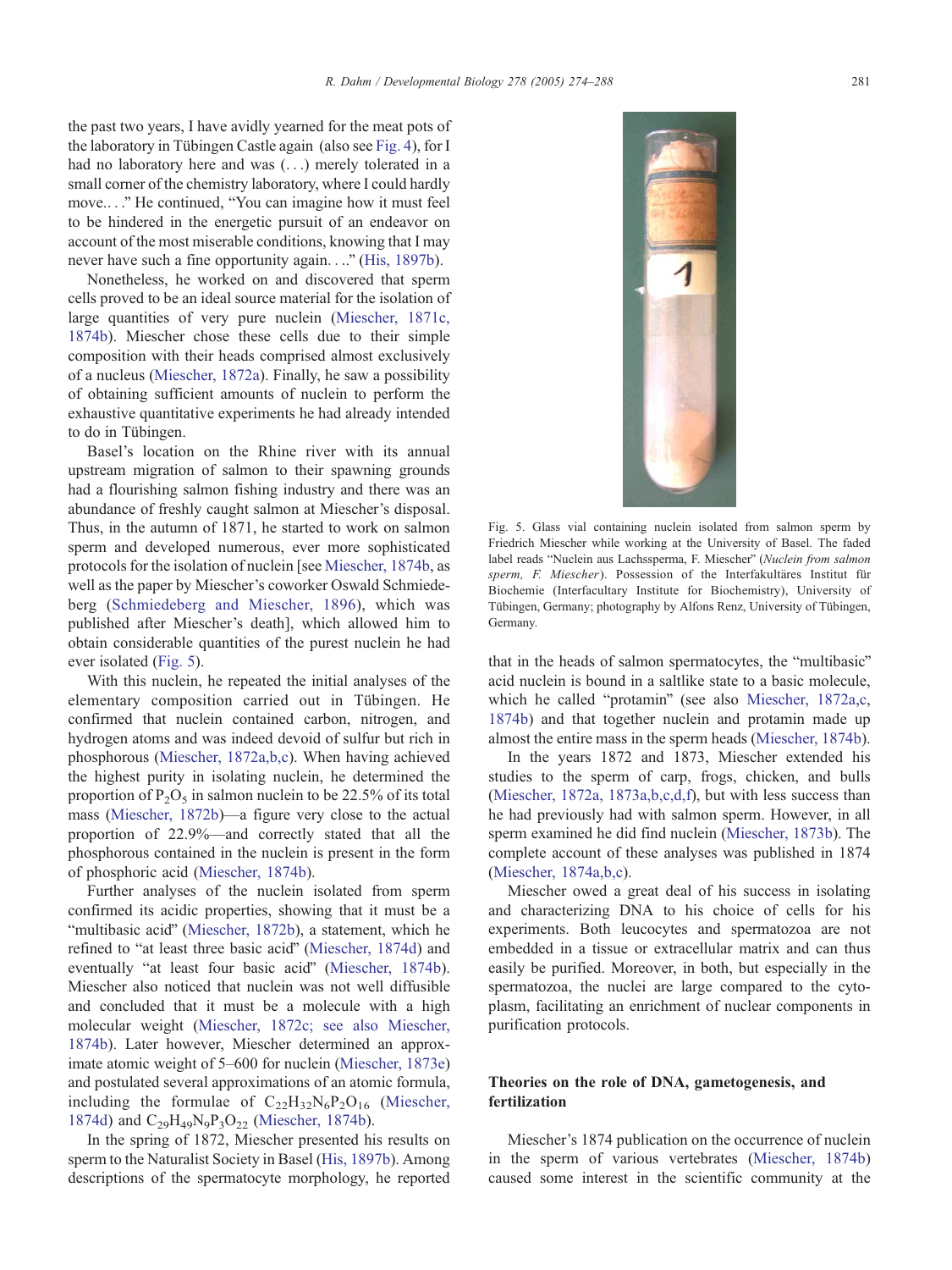the past two years, I have avidly yearned for the meat pots of the laboratory in Tübingen Castle again (also see Fig. 4), for I had no laboratory here and was (...) merely tolerated in a small corner of the chemistry laboratory, where I could hardly move...." He continued, "You can imagine how it must feel to be hindered in the energetic pursuit of an endeavor on account of the most miserable conditions, knowing that I may never have such a fine opportunity again...." (His, 1897b).

Nonetheless, he worked on and discovered that sperm cells proved to be an ideal source material for the isolation of large quantities of very pure nuclein (Miescher, 1871c, 1874b). Miescher chose these cells due to their simple composition with their heads comprised almost exclusively of a nucleus (Miescher, 1872a). Finally, he saw a possibility of obtaining sufficient amounts of nuclein to perform the exhaustive quantitative experiments he had already intended to do in Tübingen.

Basel's location on the Rhine river with its annual upstream migration of salmon to their spawning grounds had a flourishing salmon fishing industry and there was an abundance of freshly caught salmon at Miescher's disposal. Thus, in the autumn of 1871, he started to work on salmon sperm and developed numerous, ever more sophisticated protocols for the isolation of nuclein [see Miescher, 1874b, as well as the paper by Miescher's coworker Oswald Schmiedeberg (Schmiedeberg and Miescher, 1896), which was published after Miescher's death], which allowed him to obtain considerable quantities of the purest nuclein he had ever isolated (Fig. 5).

Fig. 5. Glass vial containing nuclein isolated from salmon sperm by Friedrich Miescher while working at the University of Basel. The faded label reads "Nuclein aus Lachssperma, F. Miescher" (*Nuclein from salmon sperm, F. Miescher*). Possession of the Interfakultäres Institut für Biochemie (Interfacultary Institute for Biochemistry), University of Tübingen, Germany; photography by Alfons Renz, University of Tübingen, Germany.

With this nuclein, he repeated the initial analyses of the elementary composition carried out in Tübingen. He confirmed that nuclein contained carbon, nitrogen, and hydrogen atoms and was indeed devoid of sulfur but rich in phosphorous (Miescher, 1872a,b,c). When having achieved the highest purity in isolating nuclein, he determined the proportion of $P_2O_5$ in salmon nuclein to be 22.5% of its total mass (Miescher, 1872b)—a figure very close to the actual proportion of 22.9%—and correctly stated that all the phosphorous contained in the nuclein is present in the form of phosphoric acid (Miescher, 1874b).

Further analyses of the nuclein isolated from sperm confirmed its acidic properties, showing that it must be a "multibasic acid" (Miescher, 1872b), a statement, which he refined to "at least three basic acid" (Miescher, 1874d) and eventually "at least four basic acid" (Miescher, 1874b). Miescher also noticed that nuclein was not well diffusible and concluded that it must be a molecule with a high molecular weight (Miescher, 1872c; see also Miescher, 1874b). Later however, Miescher determined an approximate atomic weight of 5–600 for nuclein (Miescher, 1873e) and postulated several approximations of an atomic formula, including the formulae of $C_{22}H_{32}N_6P_2O_{16}$ (Miescher, 1874d) and $C_{29}H_{49}N_9P_3O_{22}$ (Miescher, 1874b).

In the spring of 1872, Miescher presented his results on sperm to the Naturalist Society in Basel (His, 1897b). Among descriptions of the spermatocyte morphology, he reported that in the heads of salmon spermatocytes, the "multibasic" acid nuclein is bound in a saltlike state to a basic molecule, which he called "protamin" (see also Miescher, 1872a,c, 1874b) and that together nuclein and protamin made up almost the entire mass in the sperm heads (Miescher, 1874b).

In the years 1872 and 1873, Miescher extended his studies to the sperm of carp, frogs, chicken, and bulls (Miescher, 1872a, 1873a,b,c,d,f), but with less success than he had previously had with salmon sperm. However, in all sperm examined he did find nuclein (Miescher, 1873b). The complete account of these analyses was published in 1874 (Miescher, 1874a,b,c).

Miescher owed a great deal of his success in isolating and characterizing DNA to his choice of cells for his experiments. Both leucocytes and spermatozoa are not embedded in a tissue or extracellular matrix and can thus easily be purified. Moreover, in both, but especially in the spermatozoa, the nuclei are large compared to the cytoplasm, facilitating an enrichment of nuclear components in purification protocols.

## Theories on the role of DNA, gametogenesis, and fertilization

Miescher's 1874 publication on the occurrence of nuclein in the sperm of various vertebrates (Miescher, 1874b) caused some interest in the scientific community at the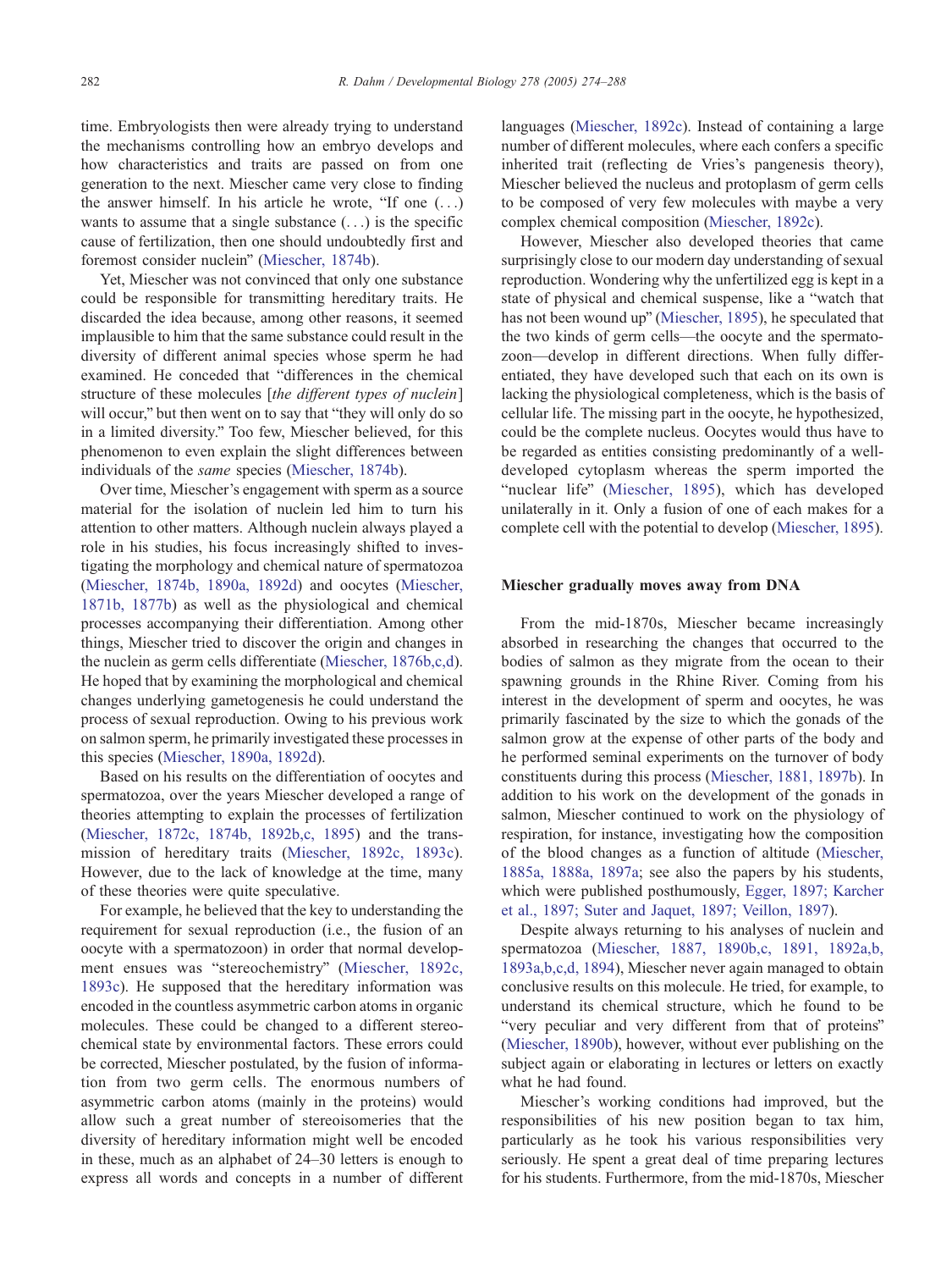time. Embryologists then were already trying to understand the mechanisms controlling how an embryo develops and how characteristics and traits are passed on from one generation to the next. Miescher came very close to finding the answer himself. In his article he wrote, "If one (...) wants to assume that a single substance (...) is the specific cause of fertilization, then one should undoubtedly first and foremost consider nuclein" (Miescher, 1874b).

Yet, Miescher was not convinced that only one substance could be responsible for transmitting hereditary traits. He discarded the idea because, among other reasons, it seemed implausible to him that the same substance could result in the diversity of different animal species whose sperm he had examined. He conceded that "differences in the chemical structure of these molecules [*the different types of nuclein*] will occur," but then went on to say that "they will only do so in a limited diversity." Too few, Miescher believed, for this phenomenon to even explain the slight differences between individuals of the *same* species (Miescher, 1874b).

Over time, Miescher's engagement with sperm as a source material for the isolation of nuclein led him to turn his attention to other matters. Although nuclein always played a role in his studies, his focus increasingly shifted to investigating the morphology and chemical nature of spermatozoa (Miescher, 1874b, 1890a, 1892d) and oocytes (Miescher, 1871b, 1877b) as well as the physiological and chemical processes accompanying their differentiation. Among other things, Miescher tried to discover the origin and changes in the nuclein as germ cells differentiate (Miescher, 1876b,c,d). He hoped that by examining the morphological and chemical changes underlying gametogenesis he could understand the process of sexual reproduction. Owing to his previous work on salmon sperm, he primarily investigated these processes in this species (Miescher, 1890a, 1892d).

Based on his results on the differentiation of oocytes and spermatozoa, over the years Miescher developed a range of theories attempting to explain the processes of fertilization (Miescher, 1872c, 1874b, 1892b,c, 1895) and the transmission of hereditary traits (Miescher, 1892c, 1893c). However, due to the lack of knowledge at the time, many of these theories were quite speculative.

For example, he believed that the key to understanding the requirement for sexual reproduction (i.e., the fusion of an oocyte with a spermatozoon) in order that normal development ensues was "stereochemistry" (Miescher, 1892c, 1893c). He supposed that the hereditary information was encoded in the countless asymmetric carbon atoms in organic molecules. These could be changed to a different stereochemical state by environmental factors. These errors could be corrected, Miescher postulated, by the fusion of information from two germ cells. The enormous numbers of asymmetric carbon atoms (mainly in the proteins) would allow such a great number of stereoisomeries that the diversity of hereditary information might well be encoded in these, much as an alphabet of 24–30 letters is enough to express all words and concepts in a number of different languages (Miescher, 1892c). Instead of containing a large number of different molecules, where each confers a specific inherited trait (reflecting de Vries's pangenesis theory), Miescher believed the nucleus and protoplasm of germ cells to be composed of very few molecules with maybe a very complex chemical composition (Miescher, 1892c).

However, Miescher also developed theories that came surprisingly close to our modern day understanding of sexual reproduction. Wondering why the unfertilized egg is kept in a state of physical and chemical suspense, like a "watch that has not been wound up" (Miescher, 1895), he speculated that the two kinds of germ cells—the oocyte and the spermatozoon—develop in different directions. When fully differentiated, they have developed such that each on its own is lacking the physiological completeness, which is the basis of cellular life. The missing part in the oocyte, he hypothesized, could be the complete nucleus. Oocytes would thus have to be regarded as entities consisting predominantly of a well-developed cytoplasm whereas the sperm imported the "nuclear life" (Miescher, 1895), which has developed unilaterally in it. Only a fusion of one of each makes for a complete cell with the potential to develop (Miescher, 1895).

## Miescher gradually moves away from DNA

From the mid-1870s, Miescher became increasingly absorbed in researching the changes that occurred to the bodies of salmon as they migrate from the ocean to their spawning grounds in the Rhine River. Coming from his interest in the development of sperm and oocytes, he was primarily fascinated by the size to which the gonads of the salmon grow at the expense of other parts of the body and he performed seminal experiments on the turnover of body constituents during this process (Miescher, 1881, 1897b). In addition to his work on the development of the gonads in salmon, Miescher continued to work on the physiology of respiration, for instance, investigating how the composition of the blood changes as a function of altitude (Miescher, 1885a, 1888a, 1897a; see also the papers by his students, which were published posthumously, Egger, 1897; Karcher et al., 1897; Suter and Jaquet, 1897; Veillon, 1897).

Despite always returning to his analyses of nuclein and spermatozoa (Miescher, 1887, 1890b,c, 1891, 1892a,b, 1893a,b,c,d, 1894), Miescher never again managed to obtain conclusive results on this molecule. He tried, for example, to understand its chemical structure, which he found to be "very peculiar and very different from that of proteins" (Miescher, 1890b), however, without ever publishing on the subject again or elaborating in lectures or letters on exactly what he had found.

Miescher's working conditions had improved, but the responsibilities of his new position began to tax him, particularly as he took his various responsibilities very seriously. He spent a great deal of time preparing lectures for his students. Furthermore, from the mid-1870s, Miescher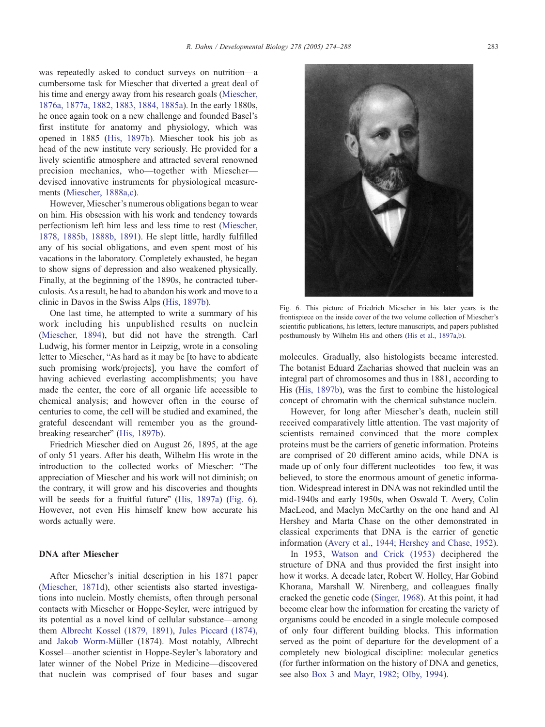was repeatedly asked to conduct surveys on nutrition—a cumbersome task for Miescher that diverted a great deal of his time and energy away from his research goals (Miescher, 1876a, 1877a, 1882, 1883, 1884, 1885a). In the early 1880s, he once again took on a new challenge and founded Basel's first institute for anatomy and physiology, which was opened in 1885 (His, 1897b). Miescher took his job as head of the new institute very seriously. He provided for a lively scientific atmosphere and attracted several renowned precision mechanics, who—together with Miescher—devised innovative instruments for physiological measurements (Miescher, 1888a,c).

However, Miescher's numerous obligations began to wear on him. His obsession with his work and tendency towards perfectionism left him less and less time to rest (Miescher, 1878, 1885b, 1888b, 1891). He slept little, hardly fulfilled any of his social obligations, and even spent most of his vacations in the laboratory. Completely exhausted, he began to show signs of depression and also weakened physically. Finally, at the beginning of the 1890s, he contracted tuberculosis. As a result, he had to abandon his work and move to a clinic in Davos in the Swiss Alps (His, 1897b).

One last time, he attempted to write a summary of his work including his unpublished results on nuclein (Miescher, 1894), but did not have the strength. Carl Ludwig, his former mentor in Leipzig, wrote in a consoling letter to Miescher, "As hard as it may be [to have to abdicate such promising work/projects], you have the comfort of having achieved everlasting accomplishments; you have made the center, the core of all organic life accessible to chemical analysis; and however often in the course of centuries to come, the cell will be studied and examined, the grateful descendant will remember you as the groundbreaking researcher" (His, 1897b).

Friedrich Miescher died on August 26, 1895, at the age of only 51 years. After his death, Wilhelm His wrote in the introduction to the collected works of Miescher: "The appreciation of Miescher and his work will not diminish; on the contrary, it will grow and his discoveries and thoughts will be seeds for a fruitful future" (His, 1897a) (Fig. 6). However, not even His himself knew how accurate his words actually were.

Fig. 6. This picture of Friedrich Miescher in his later years is the frontispiece on the inside cover of the two volume collection of Miescher's scientific publications, his letters, lecture manuscripts, and papers published posthumously by Wilhelm His and others (His et al., 1897a,b).

## DNA after Miescher

After Miescher's initial description in his 1871 paper (Miescher, 1871d), other scientists also started investigations into nuclein. Mostly chemists, often through personal contacts with Miescher or Hoppe-Seyler, were intrigued by its potential as a novel kind of cellular substance—among them Albrecht Kossel (1879, 1891), Jules Piccard (1874), and Jakob Worm-Müller (1874). Most notably, Albrecht Kossel—another scientist in Hoppe-Seyler's laboratory and later winner of the Nobel Prize in Medicine—discovered that nuclein was comprised of four bases and sugar molecules. Gradually, also histologists became interested. The botanist Eduard Zacharias showed that nuclein was an integral part of chromosomes and thus in 1881, according to His (His, 1897b), was the first to combine the histological concept of chromatin with the chemical substance nuclein.

However, for long after Miescher's death, nuclein still received comparatively little attention. The vast majority of scientists remained convinced that the more complex proteins must be the carriers of genetic information. Proteins are comprised of 20 different amino acids, while DNA is made up of only four different nucleotides—too few, it was believed, to store the enormous amount of genetic information. Widespread interest in DNA was not rekindled until the mid-1940s and early 1950s, when Oswald T. Avery, Colin MacLeod, and Maclyn McCarthy on the one hand and Al Hershey and Marta Chase on the other demonstrated in classical experiments that DNA is the carrier of genetic information (Avery et al., 1944; Hershey and Chase, 1952).

In 1953, Watson and Crick (1953) deciphered the structure of DNA and thus provided the first insight into how it works. A decade later, Robert W. Holley, Har Gobind Khorana, Marshall W. Nirenberg, and colleagues finally cracked the genetic code (Singer, 1968). At this point, it had become clear how the information for creating the variety of organisms could be encoded in a single molecule composed of only four different building blocks. This information served as the point of departure for the development of a completely new biological discipline: molecular genetics (for further information on the history of DNA and genetics, see also Box 3 and Mayr, 1982; Olby, 1994).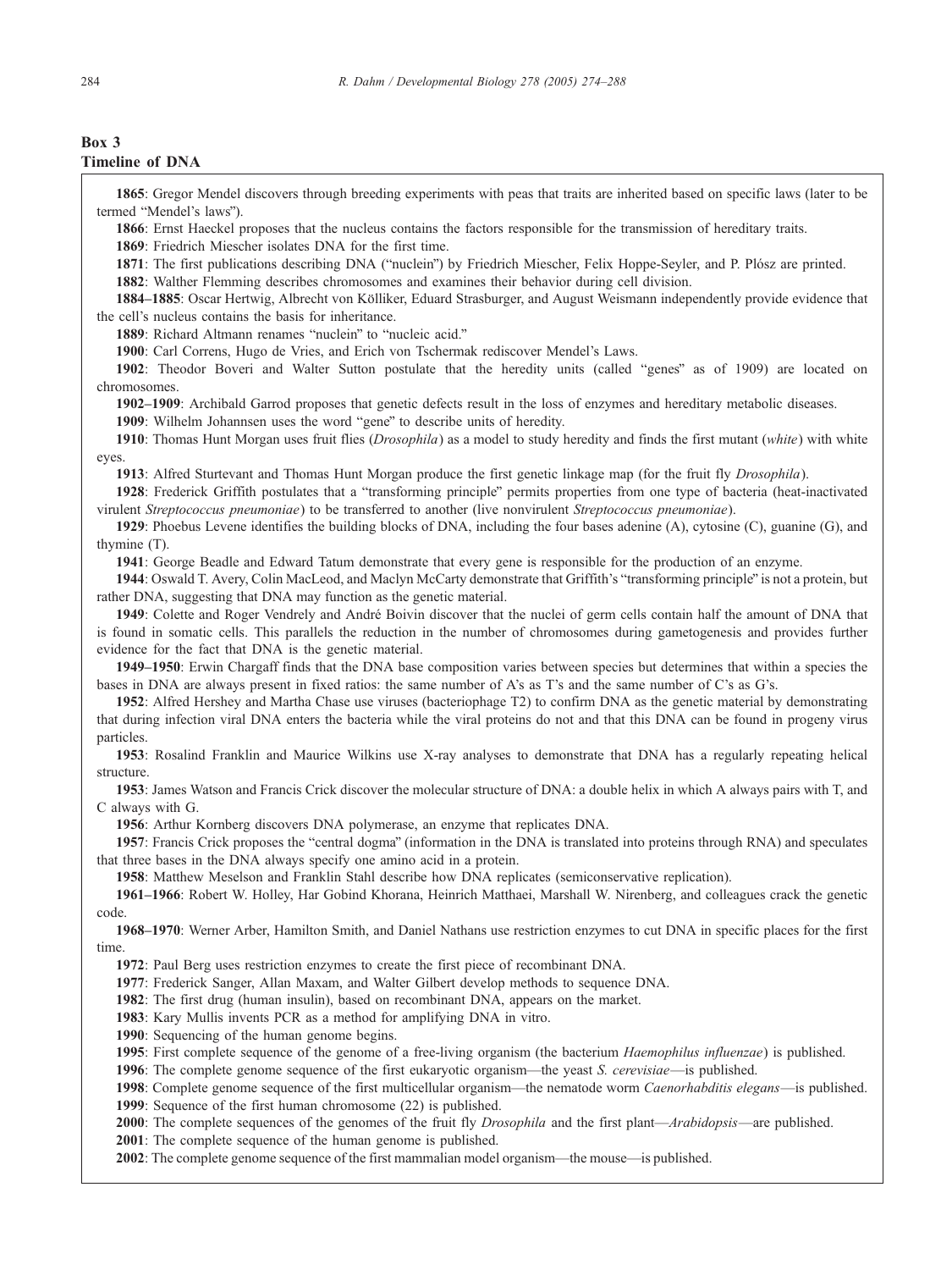## Box 3
## Timeline of DNA

**1865**: Gregor Mendel discovers through breeding experiments with peas that traits are inherited based on specific laws (later to be termed "Mendel's laws").

**1866**: Ernst Haeckel proposes that the nucleus contains the factors responsible for the transmission of hereditary traits.

**1869**: Friedrich Miescher isolates DNA for the first time.

**1871**: The first publications describing DNA ("nuclein") by Friedrich Miescher, Felix Hoppe-Seyler, and P. Plósz are printed.

**1882**: Walther Flemming describes chromosomes and examines their behavior during cell division.

**1884–1885**: Oscar Hertwig, Albrecht von Kölliker, Eduard Strasburger, and August Weismann independently provide evidence that the cell's nucleus contains the basis for inheritance.

**1889**: Richard Altmann renames "nuclein" to "nucleic acid."

**1900**: Carl Correns, Hugo de Vries, and Erich von Tschermak rediscover Mendel's Laws.

**1902**: Theodor Boveri and Walter Sutton postulate that the heredity units (called "genes" as of 1909) are located on chromosomes.

**1902–1909**: Archibald Garrod proposes that genetic defects result in the loss of enzymes and hereditary metabolic diseases.

**1909**: Wilhelm Johannsen uses the word "gene" to describe units of heredity.

**1910**: Thomas Hunt Morgan uses fruit flies (*Drosophila*) as a model to study heredity and finds the first mutant (*white*) with white eyes.

**1913**: Alfred Sturtevant and Thomas Hunt Morgan produce the first genetic linkage map (for the fruit fly *Drosophila*).

**1928**: Frederick Griffith postulates that a "transforming principle" permits properties from one type of bacteria (heat-inactivated virulent *Streptococcus pneumoniae*) to be transferred to another (live nonvirulent *Streptococcus pneumoniae*).

**1929**: Phoebus Levene identifies the building blocks of DNA, including the four bases adenine (A), cytosine (C), guanine (G), and thymine (T).

**1941**: George Beadle and Edward Tatum demonstrate that every gene is responsible for the production of an enzyme.

**1944**: Oswald T. Avery, Colin MacLeod, and Maclyn McCarty demonstrate that Griffith's "transforming principle" is not a protein, but rather DNA, suggesting that DNA may function as the genetic material.

**1949**: Colette and Roger Vendrely and André Boivin discover that the nuclei of germ cells contain half the amount of DNA that is found in somatic cells. This parallels the reduction in the number of chromosomes during gametogenesis and provides further evidence for the fact that DNA is the genetic material.

**1949–1950**: Erwin Chargaff finds that the DNA base composition varies between species but determines that within a species the bases in DNA are always present in fixed ratios: the same number of A's as T's and the same number of C's as G's.

**1952**: Alfred Hershey and Martha Chase use viruses (bacteriophage T2) to confirm DNA as the genetic material by demonstrating that during infection viral DNA enters the bacteria while the viral proteins do not and that this DNA can be found in progeny virus particles.

**1953**: Rosalind Franklin and Maurice Wilkins use X-ray analyses to demonstrate that DNA has a regularly repeating helical structure.

**1953**: James Watson and Francis Crick discover the molecular structure of DNA: a double helix in which A always pairs with T, and C always with G.

**1956**: Arthur Kornberg discovers DNA polymerase, an enzyme that replicates DNA.

**1957**: Francis Crick proposes the "central dogma" (information in the DNA is translated into proteins through RNA) and speculates that three bases in the DNA always specify one amino acid in a protein.

**1958**: Matthew Meselson and Franklin Stahl describe how DNA replicates (semiconservative replication).

**1961–1966**: Robert W. Holley, Har Gobind Khorana, Heinrich Matthaei, Marshall W. Nirenberg, and colleagues crack the genetic code.

**1968–1970**: Werner Arber, Hamilton Smith, and Daniel Nathans use restriction enzymes to cut DNA in specific places for the first time.

**1972**: Paul Berg uses restriction enzymes to create the first piece of recombinant DNA.

**1977**: Frederick Sanger, Allan Maxam, and Walter Gilbert develop methods to sequence DNA.

**1982**: The first drug (human insulin), based on recombinant DNA, appears on the market.

**1983**: Kary Mullis invents PCR as a method for amplifying DNA in vitro.

**1990**: Sequencing of the human genome begins.

**1995**: First complete sequence of the genome of a free-living organism (the bacterium *Haemophilus influenzae*) is published.

**1996**: The complete genome sequence of the first eukaryotic organism—the yeast *S. cerevisiae*—is published.

**1998**: Complete genome sequence of the first multicellular organism—the nematode worm *Caenorhabditis elegans*—is published.

**1999**: Sequence of the first human chromosome (22) is published.

**2000**: The complete sequences of the genomes of the fruit fly *Drosophila* and the first plant—*Arabidopsis*—are published.

**2001**: The complete sequence of the human genome is published.

**2002**: The complete genome sequence of the first mammalian model organism—the mouse—is published.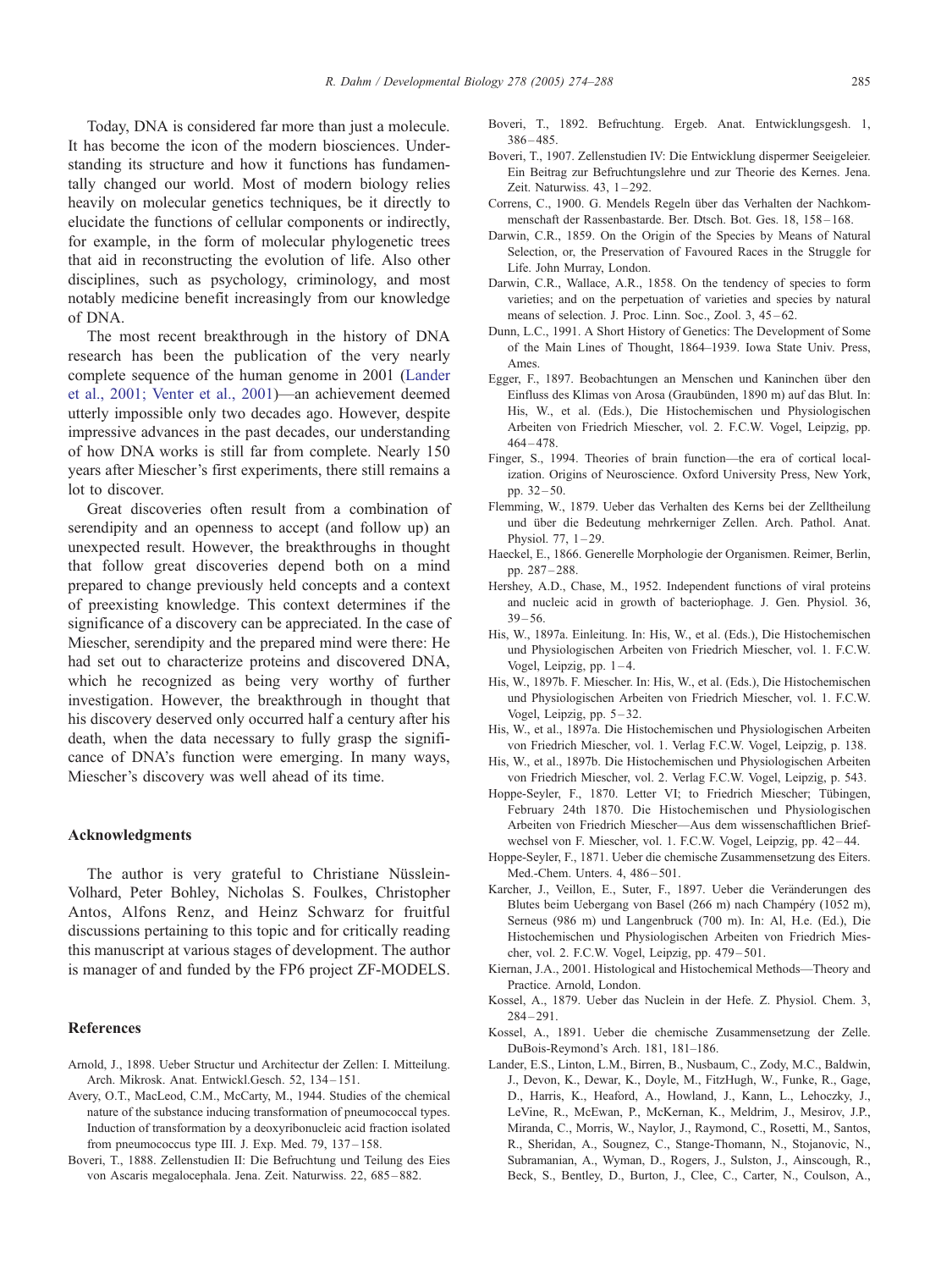Today, DNA is considered far more than just a molecule. It has become the icon of the modern biosciences. Understanding its structure and how it functions has fundamentally changed our world. Most of modern biology relies heavily on molecular genetics techniques, be it directly to elucidate the functions of cellular components or indirectly, for example, in the form of molecular phylogenetic trees that aid in reconstructing the evolution of life. Also other disciplines, such as psychology, criminology, and most notably medicine benefit increasingly from our knowledge of DNA.

The most recent breakthrough in the history of DNA research has been the publication of the very nearly complete sequence of the human genome in 2001 (Lander et al., 2001; Venter et al., 2001)—an achievement deemed utterly impossible only two decades ago. However, despite impressive advances in the past decades, our understanding of how DNA works is still far from complete. Nearly 150 years after Miescher's first experiments, there still remains a lot to discover.

Great discoveries often result from a combination of serendipity and an openness to accept (and follow up) an unexpected result. However, the breakthroughs in thought that follow great discoveries depend both on a mind prepared to change previously held concepts and a context of preexisting knowledge. This context determines if the significance of a discovery can be appreciated. In the case of Miescher, serendipity and the prepared mind were there: He had set out to characterize proteins and discovered DNA, which he recognized as being very worthy of further investigation. However, the breakthrough in thought that his discovery deserved only occurred half a century after his death, when the data necessary to fully grasp the significance of DNA's function were emerging. In many ways, Miescher's discovery was well ahead of its time.

## Acknowledgments

The author is very grateful to Christiane Nüsslein-Volhard, Peter Bohley, Nicholas S. Foulkes, Christopher Antos, Alfons Renz, and Heinz Schwarz for fruitful discussions pertaining to this topic and for critically reading this manuscript at various stages of development. The author is manager of and funded by the FP6 project ZF-MODELS.

## References

Arnold, J., 1898. Ueber Structur und Architectur der Zellen: I. Mitteilung. Arch. Mikrosk. Anat. Entwickl.Gesch. 52, 134–151.

Avery, O.T., MacLeod, C.M., McCarty, M., 1944. Studies of the chemical nature of the substance inducing transformation of pneumococcal types. Induction of transformation by a deoxyribonucleic acid fraction isolated from pneumococcus type III. J. Exp. Med. 79, 137–158.

Boveri, T., 1888. Zellenstudien II: Die Befruchtung und Teilung des Eies von Ascaris megalocephala. Jena. Zeit. Naturwiss. 22, 685–882.

Boveri, T., 1892. Befruchtung. Ergeb. Anat. Entwicklungsgesh. 1, 386–485.

Boveri, T., 1907. Zellenstudien IV: Die Entwicklung dispermer Seeigeleier. Ein Beitrag zur Befruchtungslehre und zur Theorie des Kernes. Jena. Zeit. Naturwiss. 43, 1–292.

Correns, C., 1900. G. Mendels Regeln über das Verhalten der Nachkommenschaft der Rassenbastarde. Ber. Dtsch. Bot. Ges. 18, 158–168.

Darwin, C.R., 1859. On the Origin of the Species by Means of Natural Selection, or, the Preservation of Favoured Races in the Struggle for Life. John Murray, London.

Darwin, C.R., Wallace, A.R., 1858. On the tendency of species to form varieties; and on the perpetuation of varieties and species by natural means of selection. J. Proc. Linn. Soc., Zool. 3, 45–62.

Dunn, L.C., 1991. A Short History of Genetics: The Development of Some of the Main Lines of Thought, 1864–1939. Iowa State Univ. Press, Ames.

Egger, F., 1897. Beobachtungen an Menschen und Kaninchen über den Einfluss des Klimas von Arosa (Graubünden, 1890 m) auf das Blut. In: His, W., et al. (Eds.), Die Histochemischen und Physiologischen Arbeiten von Friedrich Miescher, vol. 2. F.C.W. Vogel, Leipzig, pp. 464–478.

Finger, S., 1994. Theories of brain function—the era of cortical localization. Origins of Neuroscience. Oxford University Press, New York, pp. 32–50.

Flemming, W., 1879. Ueber das Verhalten des Kerns bei der Zelltheilung und über die Bedeutung mehrkerniger Zellen. Arch. Pathol. Anat. Physiol. 77, 1–29.

Haeckel, E., 1866. Generelle Morphologie der Organismen. Reimer, Berlin, pp. 287–288.

Hershey, A.D., Chase, M., 1952. Independent functions of viral proteins and nucleic acid in growth of bacteriophage. J. Gen. Physiol. 36, 39–56.

His, W., 1897a. Einleitung. In: His, W., et al. (Eds.), Die Histochemischen und Physiologischen Arbeiten von Friedrich Miescher, vol. 1. F.C.W. Vogel, Leipzig, pp. 1–4.

His, W., 1897b. F. Miescher. In: His, W., et al. (Eds.), Die Histochemischen und Physiologischen Arbeiten von Friedrich Miescher, vol. 1. F.C.W. Vogel, Leipzig, pp. 5–32.

His, W., et al., 1897a. Die Histochemischen und Physiologischen Arbeiten von Friedrich Miescher, vol. 1. Verlag F.C.W. Vogel, Leipzig, p. 138.

His, W., et al., 1897b. Die Histochemischen und Physiologischen Arbeiten von Friedrich Miescher, vol. 2. Verlag F.C.W. Vogel, Leipzig, p. 543.

Hoppe-Seyler, F., 1870. Letter VI; to Friedrich Miescher; Tübingen, February 24th 1870. Die Histochemischen und Physiologischen Arbeiten von Friedrich Miescher—Aus dem wissenschaftlichen Briefwechsel von F. Miescher, vol. 1. F.C.W. Vogel, Leipzig, pp. 42–44.

Hoppe-Seyler, F., 1871. Ueber die chemische Zusammensetzung des Eiters. Med.-Chem. Unters. 4, 486–501.

Karcher, J., Veillon, E., Suter, F., 1897. Ueber die Veränderungen des Blutes beim Uebergang von Basel (266 m) nach Champéry (1052 m), Serneus (986 m) und Langenbruck (700 m). In: Al, H.e. (Ed.), Die Histochemischen und Physiologischen Arbeiten von Friedrich Miescher, vol. 2. F.C.W. Vogel, Leipzig, pp. 479–501.

Kiernan, J.A., 2001. Histological and Histochemical Methods—Theory and Practice. Arnold, London.

Kossel, A., 1879. Ueber das Nuclein in der Hefe. Z. Physiol. Chem. 3, 284–291.

Kossel, A., 1891. Ueber die chemische Zusammensetzung der Zelle. DuBois-Reymond's Arch. 181, 181–186.

Lander, E.S., Linton, L.M., Birren, B., Nusbaum, C., Zody, M.C., Baldwin, J., Devon, K., Dewar, K., Doyle, M., FitzHugh, W., Funke, R., Gage, D., Harris, K., Heaford, A., Howland, J., Kann, L., Lehoczky, J., LeVine, R., McEwan, P., McKernan, K., Meldrim, J., Mesirov, J.P., Miranda, C., Morris, W., Naylor, J., Raymond, C., Rosetti, M., Santos, R., Sheridan, A., Sougnez, C., Stange-Thomann, N., Stojanovic, N., Subramanian, A., Wyman, D., Rogers, J., Sulston, J., Ainscough, R., Beck, S., Bentley, D., Burton, J., Clee, C., Carter, N., Coulson, A.,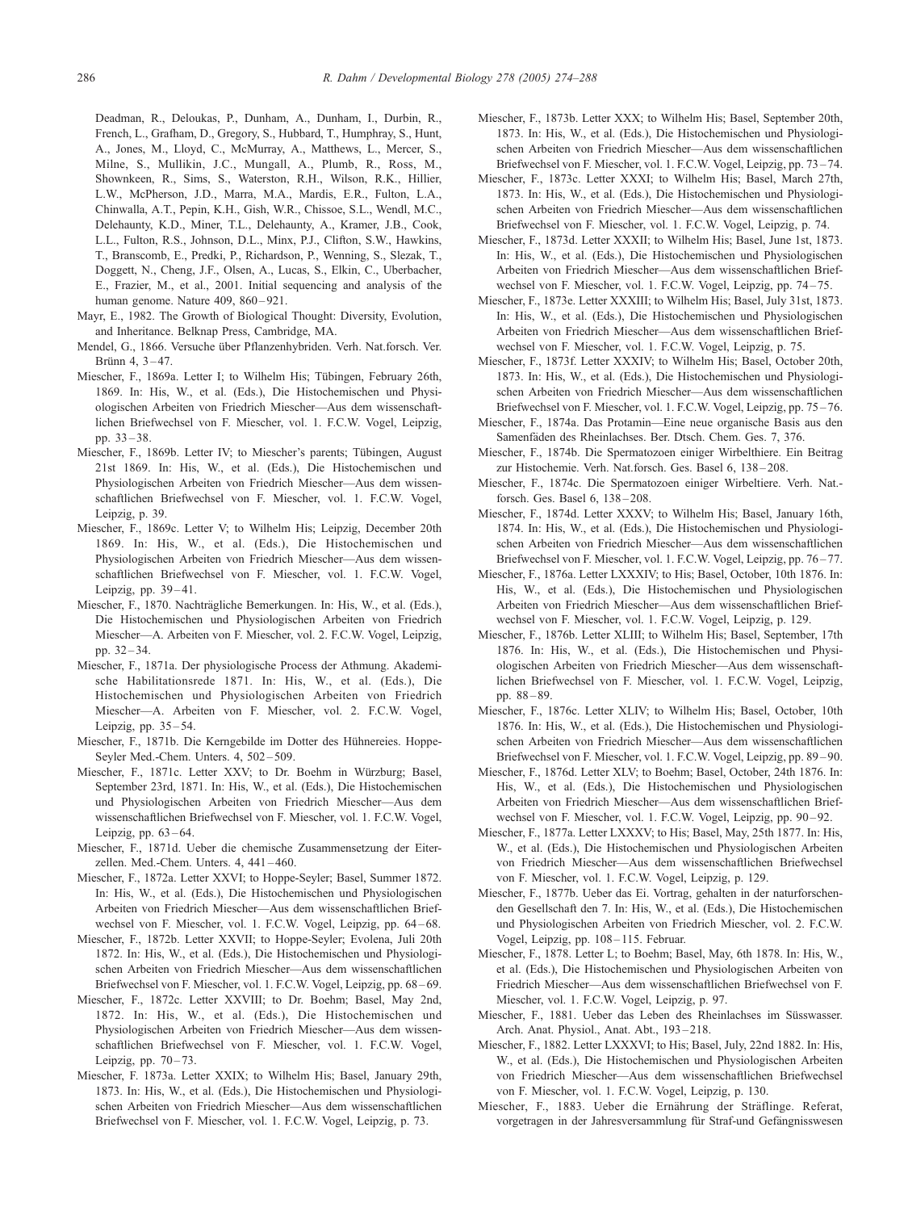Deadman, R., Deloukas, P., Dunham, A., Dunham, I., Durbin, R., French, L., Grafham, D., Gregory, S., Hubbard, T., Humphray, S., Hunt, A., Jones, M., Lloyd, C., McMurray, A., Matthews, L., Mercer, S., Milne, S., Mullikin, J.C., Mungall, A., Plumb, R., Ross, M., Shownkeen, R., Sims, S., Waterston, R.H., Wilson, R.K., Hillier, L.W., McPherson, J.D., Marra, M.A., Mardis, E.R., Fulton, L.A., Chinwalla, A.T., Pepin, K.H., Gish, W.R., Chissoe, S.L., Wendl, M.C., Delehaunty, K.D., Miner, T.L., Delehaunty, A., Kramer, J.B., Cook, L.L., Fulton, R.S., Johnson, D.L., Minx, P.J., Clifton, S.W., Hawkins, T., Branscomb, E., Predki, P., Richardson, P., Wenning, S., Slezak, T., Doggett, N., Cheng, J.F., Olsen, A., Lucas, S., Elkin, C., Uberbacher, E., Frazier, M., et al., 2001. Initial sequencing and analysis of the human genome. Nature 409, 860–921.

Mayr, E., 1982. The Growth of Biological Thought: Diversity, Evolution, and Inheritance. Belknap Press, Cambridge, MA.

Mendel, G., 1866. Versuche über Pflanzenhybriden. Verh. Nat.forsch. Ver. Brünn 4, 3–47.

Miescher, F., 1869a. Letter I; to Wilhelm His; Tübingen, February 26th, 1869. In: His, W., et al. (Eds.), Die Histochemischen und Physiologischen Arbeiten von Friedrich Miescher—Aus dem wissenschaftlichen Briefwechsel von F. Miescher, vol. 1. F.C.W. Vogel, Leipzig, pp. 33–38.

Miescher, F., 1869b. Letter IV; to Miescher's parents; Tübingen, August 21st 1869. In: His, W., et al. (Eds.), Die Histochemischen und Physiologischen Arbeiten von Friedrich Miescher—Aus dem wissenschaftlichen Briefwechsel von F. Miescher, vol. 1. F.C.W. Vogel, Leipzig, p. 39.

Miescher, F., 1869c. Letter V; to Wilhelm His; Leipzig, December 20th 1869. In: His, W., et al. (Eds.), Die Histochemischen und Physiologischen Arbeiten von Friedrich Miescher—Aus dem wissenschaftlichen Briefwechsel von F. Miescher, vol. 1. F.C.W. Vogel, Leipzig, pp. 39–41.

Miescher, F., 1870. Nachträgliche Bemerkungen. In: His, W., et al. (Eds.), Die Histochemischen und Physiologischen Arbeiten von Friedrich Miescher—A. Arbeiten von F. Miescher, vol. 2. F.C.W. Vogel, Leipzig, pp. 32–34.

Miescher, F., 1871a. Der physiologische Process der Athmung. Akademische Habilitationsrede 1871. In: His, W., et al. (Eds.), Die Histochemischen und Physiologischen Arbeiten von Friedrich Miescher—A. Arbeiten von F. Miescher, vol. 2. F.C.W. Vogel, Leipzig, pp. 35–54.

Miescher, F., 1871b. Die Kerngebilde im Dotter des Hühnereies. Hoppe-Seyler Med.-Chem. Unters. 4, 502–509.

Miescher, F., 1871c. Letter XXV; to Dr. Boehm in Würzburg; Basel, September 23rd, 1871. In: His, W., et al. (Eds.), Die Histochemischen und Physiologischen Arbeiten von Friedrich Miescher—Aus dem wissenschaftlichen Briefwechsel von F. Miescher, vol. 1. F.C.W. Vogel, Leipzig, pp. 63–64.

Miescher, F., 1871d. Ueber die chemische Zusammensetzung der Eiterzellen. Med.-Chem. Unters. 4, 441–460.

Miescher, F., 1872a. Letter XXVI; to Hoppe-Seyler; Basel, Summer 1872. In: His, W., et al. (Eds.), Die Histochemischen und Physiologischen Arbeiten von Friedrich Miescher—Aus dem wissenschaftlichen Briefwechsel von F. Miescher, vol. 1. F.C.W. Vogel, Leipzig, pp. 64–68.

Miescher, F., 1872b. Letter XXVII; to Hoppe-Seyler; Evolena, Juli 20th 1872. In: His, W., et al. (Eds.), Die Histochemischen und Physiologischen Arbeiten von Friedrich Miescher—Aus dem wissenschaftlichen Briefwechsel von F. Miescher, vol. 1. F.C.W. Vogel, Leipzig, pp. 68–69.

Miescher, F., 1872c. Letter XXVIII; to Dr. Boehm; Basel, May 2nd, 1872. In: His, W., et al. (Eds.), Die Histochemischen und Physiologischen Arbeiten von Friedrich Miescher—Aus dem wissenschaftlichen Briefwechsel von F. Miescher, vol. 1. F.C.W. Vogel, Leipzig, pp. 70–73.

Miescher, F. 1873a. Letter XXIX; to Wilhelm His; Basel, January 29th, 1873. In: His, W., et al. (Eds.), Die Histochemischen und Physiologischen Arbeiten von Friedrich Miescher—Aus dem wissenschaftlichen Briefwechsel von F. Miescher, vol. 1. F.C.W. Vogel, Leipzig, p. 73.

Miescher, F., 1873b. Letter XXX; to Wilhelm His; Basel, September 20th, 1873. In: His, W., et al. (Eds.), Die Histochemischen und Physiologischen Arbeiten von Friedrich Miescher—Aus dem wissenschaftlichen Briefwechsel von F. Miescher, vol. 1. F.C.W. Vogel, Leipzig, pp. 73–74.

Miescher, F., 1873c. Letter XXXI; to Wilhelm His; Basel, March 27th, 1873. In: His, W., et al. (Eds.), Die Histochemischen und Physiologischen Arbeiten von Friedrich Miescher—Aus dem wissenschaftlichen Briefwechsel von F. Miescher, vol. 1. F.C.W. Vogel, Leipzig, p. 74.

Miescher, F., 1873d. Letter XXXII; to Wilhelm His; Basel, June 1st, 1873. In: His, W., et al. (Eds.), Die Histochemischen und Physiologischen Arbeiten von Friedrich Miescher—Aus dem wissenschaftlichen Briefwechsel von F. Miescher, vol. 1. F.C.W. Vogel, Leipzig, pp. 74–75.

Miescher, F., 1873e. Letter XXXIII; to Wilhelm His; Basel, July 31st, 1873. In: His, W., et al. (Eds.), Die Histochemischen und Physiologischen Arbeiten von Friedrich Miescher—Aus dem wissenschaftlichen Briefwechsel von F. Miescher, vol. 1. F.C.W. Vogel, Leipzig, p. 75.

Miescher, F., 1873f. Letter XXXIV; to Wilhelm His; Basel, October 20th, 1873. In: His, W., et al. (Eds.), Die Histochemischen und Physiologischen Arbeiten von Friedrich Miescher—Aus dem wissenschaftlichen Briefwechsel von F. Miescher, vol. 1. F.C.W. Vogel, Leipzig, pp. 75–76.

Miescher, F., 1874a. Das Protamin—Eine neue organische Basis aus den Samenfäden des Rheinlachses. Ber. Dtsch. Chem. Ges. 7, 376.

Miescher, F., 1874b. Die Spermatozoen einiger Wirbelthiere. Ein Beitrag zur Histochemie. Verh. Nat.forsch. Ges. Basel 6, 138–208.

Miescher, F., 1874c. Die Spermatozoen einiger Wirbeltiere. Verh. Nat.-forsch. Ges. Basel 6, 138–208.

Miescher, F., 1874d. Letter XXXV; to Wilhelm His; Basel, January 16th, 1874. In: His, W., et al. (Eds.), Die Histochemischen und Physiologischen Arbeiten von Friedrich Miescher—Aus dem wissenschaftlichen Briefwechsel von F. Miescher, vol. 1. F.C.W. Vogel, Leipzig, pp. 76–77.

Miescher, F., 1876a. Letter LXXXIV; to His; Basel, October, 10th 1876. In: His, W., et al. (Eds.), Die Histochemischen und Physiologischen Arbeiten von Friedrich Miescher—Aus dem wissenschaftlichen Briefwechsel von F. Miescher, vol. 1. F.C.W. Vogel, Leipzig, p. 129.

Miescher, F., 1876b. Letter XLIII; to Wilhelm His; Basel, September, 17th 1876. In: His, W., et al. (Eds.), Die Histochemischen und Physiologischen Arbeiten von Friedrich Miescher—Aus dem wissenschaftlichen Briefwechsel von F. Miescher, vol. 1. F.C.W. Vogel, Leipzig, pp. 88–89.

Miescher, F., 1876c. Letter XLIV; to Wilhelm His; Basel, October, 10th 1876. In: His, W., et al. (Eds.), Die Histochemischen und Physiologischen Arbeiten von Friedrich Miescher—Aus dem wissenschaftlichen Briefwechsel von F. Miescher, vol. 1. F.C.W. Vogel, Leipzig, pp. 89–90.

Miescher, F., 1876d. Letter XLV; to Boehm; Basel, October, 24th 1876. In: His, W., et al. (Eds.), Die Histochemischen und Physiologischen Arbeiten von Friedrich Miescher—Aus dem wissenschaftlichen Briefwechsel von F. Miescher, vol. 1. F.C.W. Vogel, Leipzig, pp. 90–92.

Miescher, F., 1877a. Letter LXXXV; to His; Basel, May, 25th 1877. In: His, W., et al. (Eds.), Die Histochemischen und Physiologischen Arbeiten von Friedrich Miescher—Aus dem wissenschaftlichen Briefwechsel von F. Miescher, vol. 1. F.C.W. Vogel, Leipzig, p. 129.

Miescher, F., 1877b. Ueber das Ei. Vortrag, gehalten in der naturforschenden Gesellschaft den 7. In: His, W., et al. (Eds.), Die Histochemischen und Physiologischen Arbeiten von Friedrich Miescher, vol. 2. F.C.W. Vogel, Leipzig, pp. 108–115. Februar.

Miescher, F., 1878. Letter L; to Boehm; Basel, May, 6th 1878. In: His, W., et al. (Eds.), Die Histochemischen und Physiologischen Arbeiten von Friedrich Miescher—Aus dem wissenschaftlichen Briefwechsel von F. Miescher, vol. 1. F.C.W. Vogel, Leipzig, p. 97.

Miescher, F., 1881. Ueber das Leben des Rheinlachses im Süsswasser. Arch. Anat. Physiol., Anat. Abt., 193–218.

Miescher, F., 1882. Letter LXXXVI; to His; Basel, July, 22nd 1882. In: His, W., et al. (Eds.), Die Histochemischen und Physiologischen Arbeiten von Friedrich Miescher—Aus dem wissenschaftlichen Briefwechsel von F. Miescher, vol. 1. F.C.W. Vogel, Leipzig, p. 130.

Miescher, F., 1883. Ueber die Ernährung der Sträflinge. Referat, vorgetragen in der Jahresversammlung für Straf-und Gefängnisswesen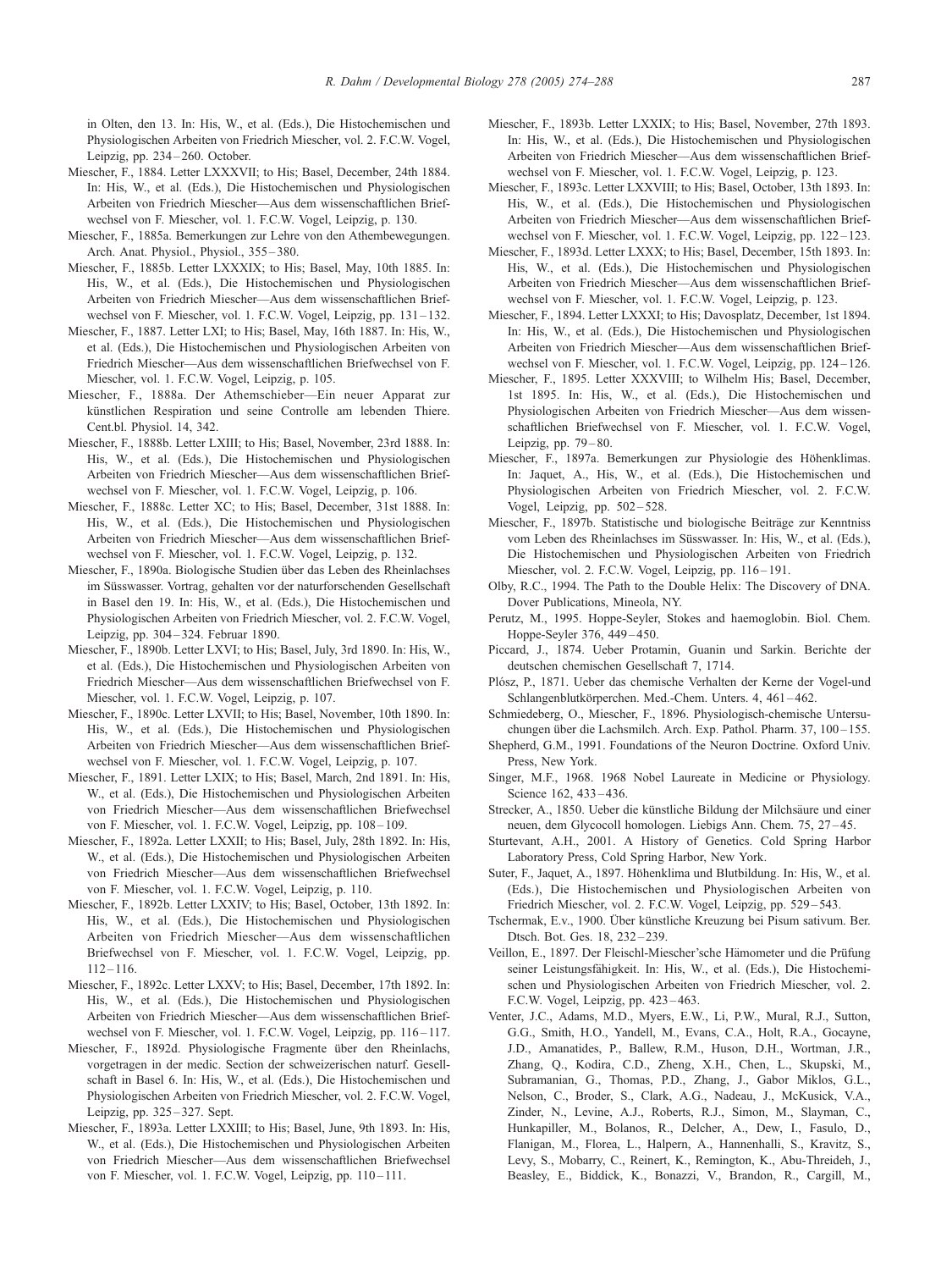in Olten, den 13. In: His, W., et al. (Eds.), Die Histochemischen und Physiologischen Arbeiten von Friedrich Miescher, vol. 2. F.C.W. Vogel, Leipzig, pp. 234–260. October.

Miescher, F., 1884. Letter LXXXVII; to His; Basel, December, 24th 1884. In: His, W., et al. (Eds.), Die Histochemischen und Physiologischen Arbeiten von Friedrich Miescher—Aus dem wissenschaftlichen Briefwechsel von F. Miescher, vol. 1. F.C.W. Vogel, Leipzig, p. 130.

Miescher, F., 1885a. Bemerkungen zur Lehre von den Athembewegungen. Arch. Anat. Physiol., Physiol., 355–380.

Miescher, F., 1885b. Letter LXXXIX; to His; Basel, May, 10th 1885. In: His, W., et al. (Eds.), Die Histochemischen und Physiologischen Arbeiten von Friedrich Miescher—Aus dem wissenschaftlichen Briefwechsel von F. Miescher, vol. 1. F.C.W. Vogel, Leipzig, pp. 131–132.

Miescher, F., 1887. Letter LXI; to His; Basel, May, 16th 1887. In: His, W., et al. (Eds.), Die Histochemischen und Physiologischen Arbeiten von Friedrich Miescher—Aus dem wissenschaftlichen Briefwechsel von F. Miescher, vol. 1. F.C.W. Vogel, Leipzig, p. 105.

Miescher, F., 1888a. Der Athemschieber—Ein neuer Apparat zur künstlichen Respiration und seine Controlle am lebenden Thiere. Cent.bl. Physiol. 14, 342.

Miescher, F., 1888b. Letter LXIII; to His; Basel, November, 23rd 1888. In: His, W., et al. (Eds.), Die Histochemischen und Physiologischen Arbeiten von Friedrich Miescher—Aus dem wissenschaftlichen Briefwechsel von F. Miescher, vol. 1. F.C.W. Vogel, Leipzig, p. 106.

Miescher, F., 1888c. Letter XC; to His; Basel, December, 31st 1888. In: His, W., et al. (Eds.), Die Histochemischen und Physiologischen Arbeiten von Friedrich Miescher—Aus dem wissenschaftlichen Briefwechsel von F. Miescher, vol. 1. F.C.W. Vogel, Leipzig, p. 132.

Miescher, F., 1890a. Biologische Studien über das Leben des Rheinlachses im Süsswasser. Vortrag, gehalten vor der naturforschenden Gesellschaft in Basel den 19. In: His, W., et al. (Eds.), Die Histochemischen und Physiologischen Arbeiten von Friedrich Miescher, vol. 2. F.C.W. Vogel, Leipzig, pp. 304–324. Februar 1890.

Miescher, F., 1890b. Letter LXVI; to His; Basel, July, 3rd 1890. In: His, W., et al. (Eds.), Die Histochemischen und Physiologischen Arbeiten von Friedrich Miescher—Aus dem wissenschaftlichen Briefwechsel von F. Miescher, vol. 1. F.C.W. Vogel, Leipzig, p. 107.

Miescher, F., 1890c. Letter LXVII; to His; Basel, November, 10th 1890. In: His, W., et al. (Eds.), Die Histochemischen und Physiologischen Arbeiten von Friedrich Miescher—Aus dem wissenschaftlichen Briefwechsel von F. Miescher, vol. 1. F.C.W. Vogel, Leipzig, p. 107.

Miescher, F., 1891. Letter LXIX; to His; Basel, March, 2nd 1891. In: His, W., et al. (Eds.), Die Histochemischen und Physiologischen Arbeiten von Friedrich Miescher—Aus dem wissenschaftlichen Briefwechsel von F. Miescher, vol. 1. F.C.W. Vogel, Leipzig, pp. 108–109.

Miescher, F., 1892a. Letter LXXII; to His; Basel, July, 28th 1892. In: His, W., et al. (Eds.), Die Histochemischen und Physiologischen Arbeiten von Friedrich Miescher—Aus dem wissenschaftlichen Briefwechsel von F. Miescher, vol. 1. F.C.W. Vogel, Leipzig, p. 110.

Miescher, F., 1892b. Letter LXXIV; to His; Basel, October, 13th 1892. In: His, W., et al. (Eds.), Die Histochemischen und Physiologischen Arbeiten von Friedrich Miescher—Aus dem wissenschaftlichen Briefwechsel von F. Miescher, vol. 1. F.C.W. Vogel, Leipzig, pp. 112–116.

Miescher, F., 1892c. Letter LXXV; to His; Basel, December, 17th 1892. In: His, W., et al. (Eds.), Die Histochemischen und Physiologischen Arbeiten von Friedrich Miescher—Aus dem wissenschaftlichen Briefwechsel von F. Miescher, vol. 1. F.C.W. Vogel, Leipzig, pp. 116–117.

Miescher, F., 1892d. Physiologische Fragmente über den Rheinlachs, vorgetragen in der medic. Section der schweizerischen naturf. Gesellschaft in Basel 6. In: His, W., et al. (Eds.), Die Histochemischen und Physiologischen Arbeiten von Friedrich Miescher, vol. 2. F.C.W. Vogel, Leipzig, pp. 325–327. Sept.

Miescher, F., 1893a. Letter LXXIII; to His; Basel, June, 9th 1893. In: His, W., et al. (Eds.), Die Histochemischen und Physiologischen Arbeiten von Friedrich Miescher—Aus dem wissenschaftlichen Briefwechsel von F. Miescher, vol. 1. F.C.W. Vogel, Leipzig, pp. 110–111.

Miescher, F., 1893b. Letter LXXIX; to His; Basel, November, 27th 1893. In: His, W., et al. (Eds.), Die Histochemischen und Physiologischen Arbeiten von Friedrich Miescher—Aus dem wissenschaftlichen Briefwechsel von F. Miescher, vol. 1. F.C.W. Vogel, Leipzig, p. 123.

Miescher, F., 1893c. Letter LXXVIII; to His; Basel, October, 13th 1893. In: His, W., et al. (Eds.), Die Histochemischen und Physiologischen Arbeiten von Friedrich Miescher—Aus dem wissenschaftlichen Briefwechsel von F. Miescher, vol. 1. F.C.W. Vogel, Leipzig, pp. 122–123.

Miescher, F., 1893d. Letter LXXX; to His; Basel, December, 15th 1893. In: His, W., et al. (Eds.), Die Histochemischen und Physiologischen Arbeiten von Friedrich Miescher—Aus dem wissenschaftlichen Briefwechsel von F. Miescher, vol. 1. F.C.W. Vogel, Leipzig, p. 123.

Miescher, F., 1894. Letter LXXXI; to His; Davosplatz, December, 1st 1894. In: His, W., et al. (Eds.), Die Histochemischen und Physiologischen Arbeiten von Friedrich Miescher—Aus dem wissenschaftlichen Briefwechsel von F. Miescher, vol. 1. F.C.W. Vogel, Leipzig, pp. 124–126.

Miescher, F., 1895. Letter XXXVIII; to Wilhelm His; Basel, December, 1st 1895. In: His, W., et al. (Eds.), Die Histochemischen und Physiologischen Arbeiten von Friedrich Miescher—Aus dem wissenschaftlichen Briefwechsel von F. Miescher, vol. 1. F.C.W. Vogel, Leipzig, pp. 79–80.

Miescher, F., 1897a. Bemerkungen zur Physiologie des Höhenklimas. In: Jaquet, A., His, W., et al. (Eds.), Die Histochemischen und Physiologischen Arbeiten von Friedrich Miescher, vol. 2. F.C.W. Vogel, Leipzig, pp. 502–528.

Miescher, F., 1897b. Statistische und biologische Beiträge zur Kenntniss vom Leben des Rheinlachses im Süsswasser. In: His, W., et al. (Eds.), Die Histochemischen und Physiologischen Arbeiten von Friedrich Miescher, vol. 2. F.C.W. Vogel, Leipzig, pp. 116–191.

Olby, R.C., 1994. The Path to the Double Helix: The Discovery of DNA. Dover Publications, Mineola, NY.

Perutz, M., 1995. Hoppe-Seyler, Stokes and haemoglobin. Biol. Chem. Hoppe-Seyler 376, 449–450.

Piccard, J., 1874. Ueber Protamin, Guanin und Sarkin. Berichte der deutschen chemischen Gesellschaft 7, 1714.

Plósz, P., 1871. Ueber das chemische Verhalten der Kerne der Vogel-und Schlangenblutkörperchen. Med.-Chem. Unters. 4, 461–462.

Schmiedeberg, O., Miescher, F., 1896. Physiologisch-chemische Untersuchungen über die Lachsmilch. Arch. Exp. Pathol. Pharm. 37, 100–155.

Shepherd, G.M., 1991. Foundations of the Neuron Doctrine. Oxford Univ. Press, New York.

Singer, M.F., 1968. 1968 Nobel Laureate in Medicine or Physiology. Science 162, 433–436.

Strecker, A., 1850. Ueber die künstliche Bildung der Milchsäure und einer neuen, dem Glycocoll homologen. Liebigs Ann. Chem. 75, 27–45.

Sturtevant, A.H., 2001. A History of Genetics. Cold Spring Harbor Laboratory Press, Cold Spring Harbor, New York.

Suter, F., Jaquet, A., 1897. Höhenklima und Blutbildung. In: His, W., et al. (Eds.), Die Histochemischen und Physiologischen Arbeiten von Friedrich Miescher, vol. 2. F.C.W. Vogel, Leipzig, pp. 529–543.

Tschermak, E.v., 1900. Über künstliche Kreuzung bei Pisum sativum. Ber. Dtsch. Bot. Ges. 18, 232–239.

Veillon, E., 1897. Der Fleischl-Miescher'sche Hämometer und die Prüfung seiner Leistungsfähigkeit. In: His, W., et al. (Eds.), Die Histochemischen und Physiologischen Arbeiten von Friedrich Miescher, vol. 2. F.C.W. Vogel, Leipzig, pp. 423–463.

Venter, J.C., Adams, M.D., Myers, E.W., Li, P.W., Mural, R.J., Sutton, G.G., Smith, H.O., Yandell, M., Evans, C.A., Holt, R.A., Gocayne, J.D., Amanatides, P., Ballew, R.M., Huson, D.H., Wortman, J.R., Zhang, Q., Kodira, C.D., Zheng, X.H., Chen, L., Skupski, M., Subramanian, G., Thomas, P.D., Zhang, J., Gabor Miklos, G.L., Nelson, C., Broder, S., Clark, A.G., Nadeau, J., McKusick, V.A., Zinder, N., Levine, A.J., Roberts, R.J., Simon, M., Slayman, C., Hunkapiller, M., Bolanos, R., Delcher, A., Dew, I., Fasulo, D., Flanigan, M., Florea, L., Halpern, A., Hannenhalli, S., Kravitz, S., Levy, S., Mobarry, C., Reinert, K., Remington, K., Abu-Threideh, J., Beasley, E., Biddick, K., Bonazzi, V., Brandon, R., Cargill, M.,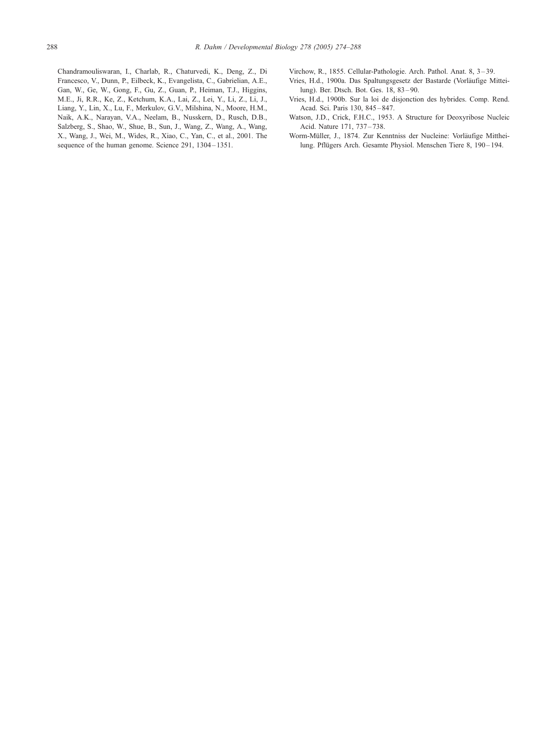Chandramouliswaran, I., Charlab, R., Chaturvedi, K., Deng, Z., Di Francesco, V., Dunn, P., Eilbeck, K., Evangelista, C., Gabrielian, A.E., Gan, W., Ge, W., Gong, F., Gu, Z., Guan, P., Heiman, T.J., Higgins, M.E., Ji, R.R., Ke, Z., Ketchum, K.A., Lai, Z., Lei, Y., Li, Z., Li, J., Liang, Y., Lin, X., Lu, F., Merkulov, G.V., Milshina, N., Moore, H.M., Naik, A.K., Narayan, V.A., Neelam, B., Nusskern, D., Rusch, D.B., Salzberg, S., Shao, W., Shue, B., Sun, J., Wang, Z., Wang, A., Wang, X., Wang, J., Wei, M., Wides, R., Xiao, C., Yan, C., et al., 2001. The sequence of the human genome. Science 291, 1304–1351.

Virchow, R., 1855. Cellular-Pathologie. Arch. Pathol. Anat. 8, 3–39.

Vries, H.d., 1900a. Das Spaltungsgesetz der Bastarde (Vorläufige Mitteilung). Ber. Dtsch. Bot. Ges. 18, 83–90.

Vries, H.d., 1900b. Sur la loi de disjonction des hybrides. Comp. Rend. Acad. Sci. Paris 130, 845–847.

Watson, J.D., Crick, F.H.C., 1953. A Structure for Deoxyribose Nucleic Acid. Nature 171, 737–738.

Worm-Müller, J., 1874. Zur Kenntniss der Nucleine: Vorläufige Mittheilung. Pflügers Arch. Gesamte Physiol. Menschen Tiere 8, 190–194.